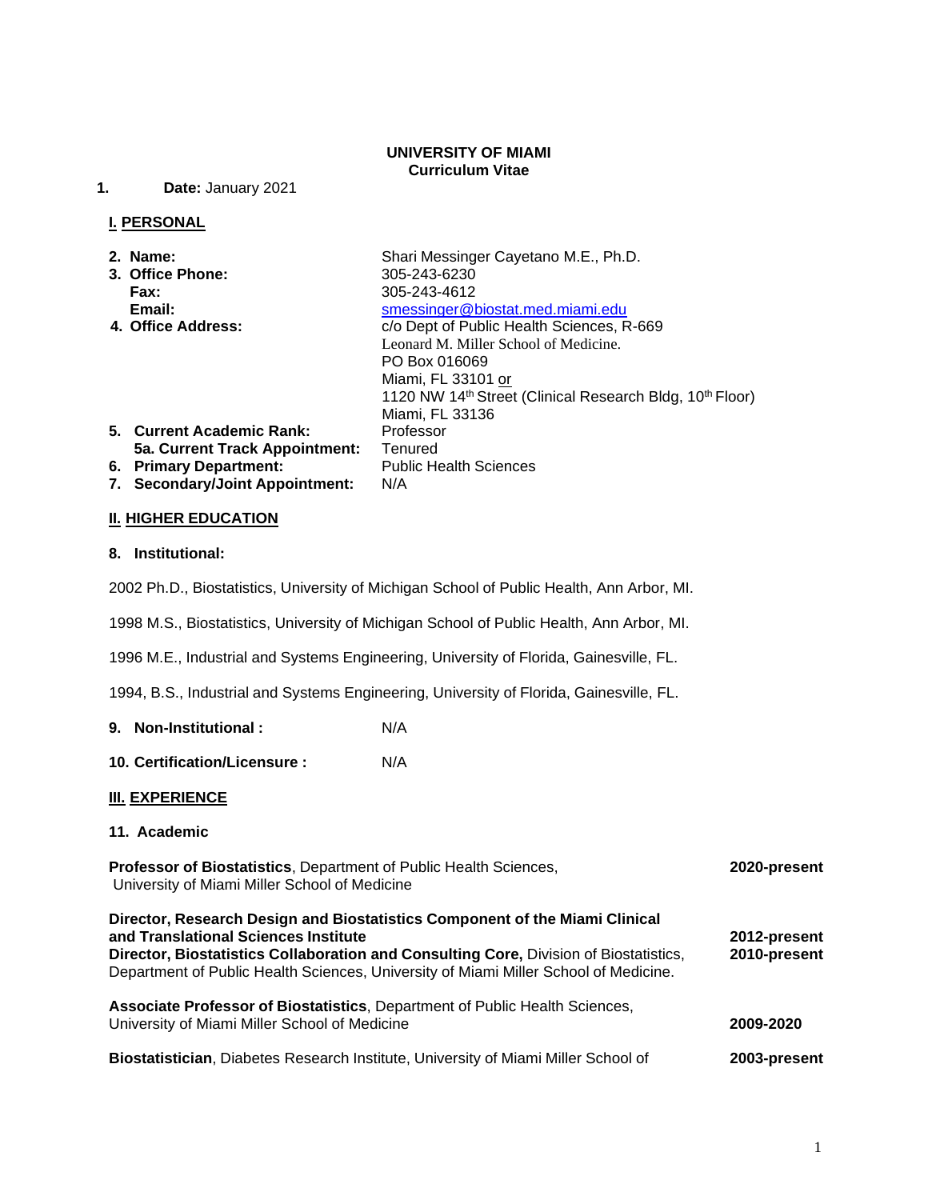# UNIVERSITY OF MIAMI
## Curriculum Vitae

1. **Date:** January 2021

## I. PERSONAL

| | |
|---|---|
| **2. Name:** | Shari Messinger Cayetano M.E., Ph.D. |
| **3. Office Phone:** | 305-243-6230 |
| **Fax:** | 305-243-4612 |
| **Email:** | smessinger@biostat.med.miami.edu |
| **4. Office Address:** | c/o Dept of Public Health Sciences, R-669<br>Leonard M. Miller School of Medicine.<br>PO Box 016069<br>Miami, FL 33101 or<br>1120 NW 14th Street (Clinical Research Bldg, 10th Floor)<br>Miami, FL 33136 |
| **5. Current Academic Rank:** | Professor |
| **5a. Current Track Appointment:** | Tenured |
| **6. Primary Department:** | Public Health Sciences |
| **7. Secondary/Joint Appointment:** | N/A |

## II. HIGHER EDUCATION

**8. Institutional:**

2002 Ph.D., Biostatistics, University of Michigan School of Public Health, Ann Arbor, MI.

1998 M.S., Biostatistics, University of Michigan School of Public Health, Ann Arbor, MI.

1996 M.E., Industrial and Systems Engineering, University of Florida, Gainesville, FL.

1994, B.S., Industrial and Systems Engineering, University of Florida, Gainesville, FL.

**9. Non-Institutional :** N/A

**10. Certification/Licensure :** N/A

## III. EXPERIENCE

**11. Academic**

**Professor of Biostatistics**, Department of Public Health Sciences, University of Miami Miller School of Medicine — **2020-present**

**Director, Research Design and Biostatistics Component of the Miami Clinical and Translational Sciences Institute** — **2012-present**
**Director, Biostatistics Collaboration and Consulting Core,** Division of Biostatistics, Department of Public Health Sciences, University of Miami Miller School of Medicine. — **2010-present**

**Associate Professor of Biostatistics**, Department of Public Health Sciences, University of Miami Miller School of Medicine — **2009-2020**

**Biostatistician**, Diabetes Research Institute, University of Miami Miller School of — **2003-present**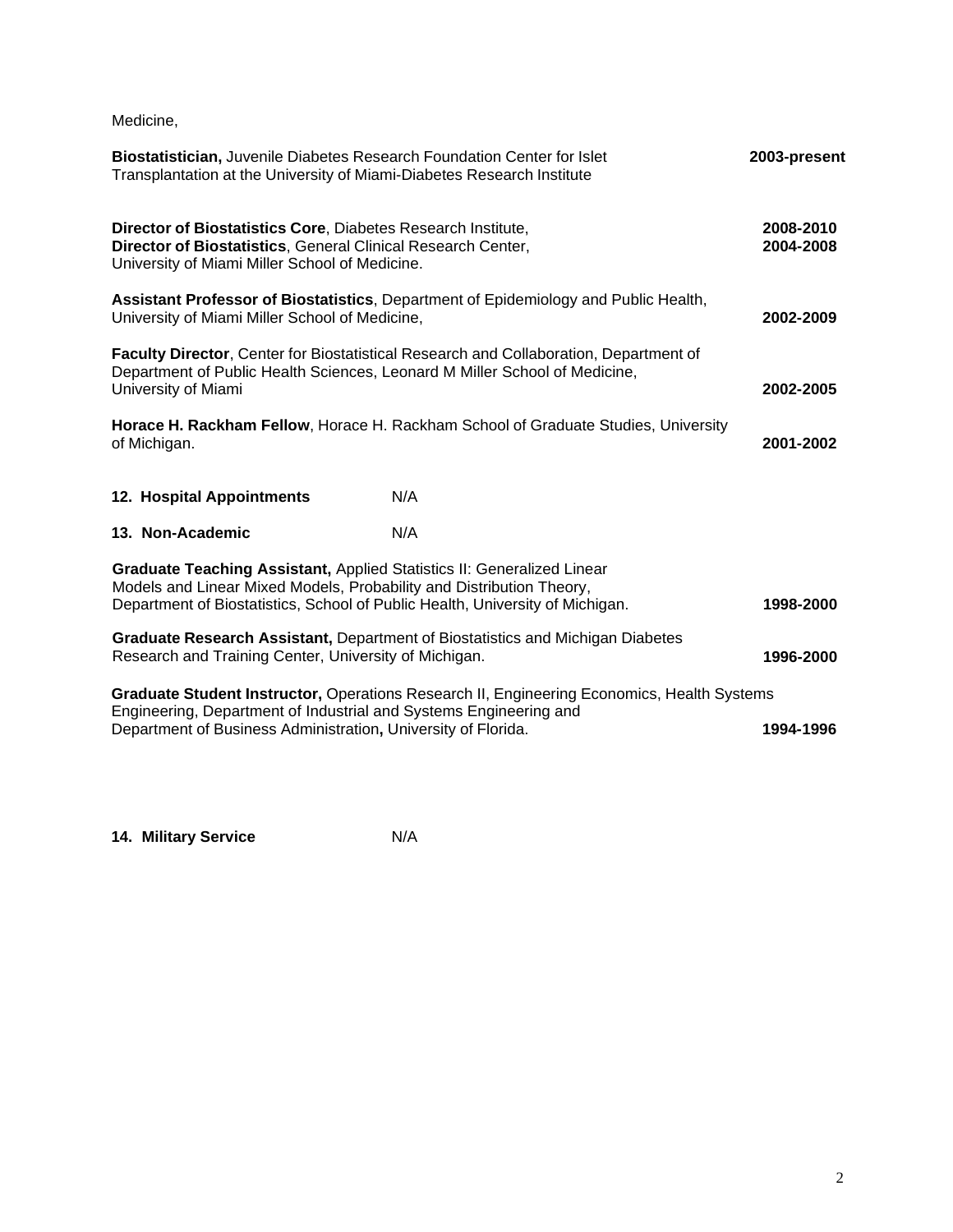Medicine,

**Biostatistician,** Juvenile Diabetes Research Foundation Center for Islet Transplantation at the University of Miami-Diabetes Research Institute **2003-present**

**Director of Biostatistics Core**, Diabetes Research Institute, **2008-2010**
**Director of Biostatistics**, General Clinical Research Center, **2004-2008**
University of Miami Miller School of Medicine.

**Assistant Professor of Biostatistics**, Department of Epidemiology and Public Health, University of Miami Miller School of Medicine, **2002-2009**

**Faculty Director**, Center for Biostatistical Research and Collaboration, Department of Department of Public Health Sciences, Leonard M Miller School of Medicine, University of Miami **2002-2005**

**Horace H. Rackham Fellow**, Horace H. Rackham School of Graduate Studies, University of Michigan. **2001-2002**

**12. Hospital Appointments** N/A

**13. Non-Academic** N/A

**Graduate Teaching Assistant,** Applied Statistics II: Generalized Linear Models and Linear Mixed Models, Probability and Distribution Theory, Department of Biostatistics, School of Public Health, University of Michigan. **1998-2000**

**Graduate Research Assistant,** Department of Biostatistics and Michigan Diabetes Research and Training Center, University of Michigan. **1996-2000**

**Graduate Student Instructor,** Operations Research II, Engineering Economics, Health Systems Engineering, Department of Industrial and Systems Engineering and Department of Business Administration**,** University of Florida. **1994-1996**

**14. Military Service** N/A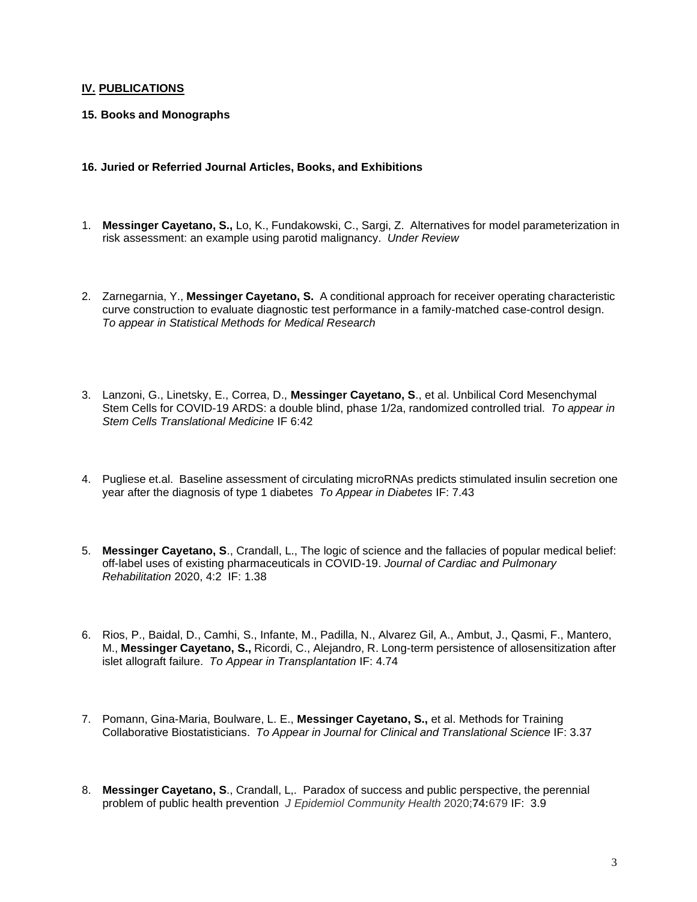## **IV. PUBLICATIONS**

### 15. Books and Monographs

### 16. Juried or Referried Journal Articles, Books, and Exhibitions

1. **Messinger Cayetano, S.,** Lo, K., Fundakowski, C., Sargi, Z. Alternatives for model parameterization in risk assessment: an example using parotid malignancy. *Under Review*

2. Zarnegarnia, Y., **Messinger Cayetano, S.** A conditional approach for receiver operating characteristic curve construction to evaluate diagnostic test performance in a family-matched case-control design. *To appear in Statistical Methods for Medical Research*

3. Lanzoni, G., Linetsky, E., Correa, D., **Messinger Cayetano, S**., et al. Unbilical Cord Mesenchymal Stem Cells for COVID-19 ARDS: a double blind, phase 1/2a, randomized controlled trial. *To appear in Stem Cells Translational Medicine* IF 6:42

4. Pugliese et.al. Baseline assessment of circulating microRNAs predicts stimulated insulin secretion one year after the diagnosis of type 1 diabetes *To Appear in Diabetes* IF: 7.43

5. **Messinger Cayetano, S**., Crandall, L., The logic of science and the fallacies of popular medical belief: off-label uses of existing pharmaceuticals in COVID-19. *Journal of Cardiac and Pulmonary Rehabilitation* 2020, 4:2 IF: 1.38

6. Rios, P., Baidal, D., Camhi, S., Infante, M., Padilla, N., Alvarez Gil, A., Ambut, J., Qasmi, F., Mantero, M., **Messinger Cayetano, S.,** Ricordi, C., Alejandro, R. Long-term persistence of allosensitization after islet allograft failure. *To Appear in Transplantation* IF: 4.74

7. Pomann, Gina-Maria, Boulware, L. E., **Messinger Cayetano, S.,** et al. Methods for Training Collaborative Biostatisticians. *To Appear in Journal for Clinical and Translational Science* IF: 3.37

8. **Messinger Cayetano, S**., Crandall, L,. Paradox of success and public perspective, the perennial problem of public health prevention *J Epidemiol Community Health* 2020;**74:**679 IF: 3.9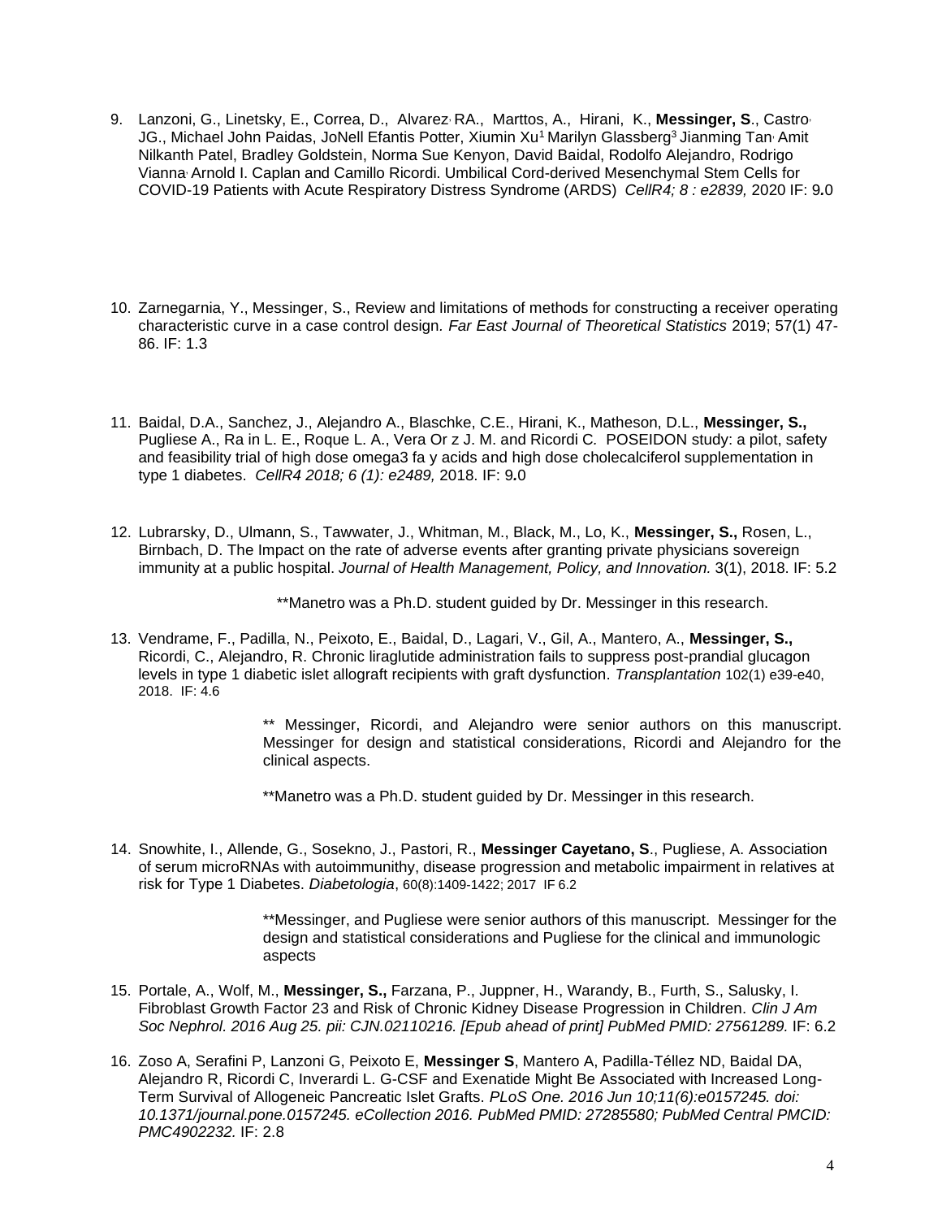9. Lanzoni, G., Linetsky, E., Correa, D., Alvarez, RA., Marttos, A., Hirani, K., **Messinger, S**., Castro, JG., Michael John Paidas, JoNell Efantis Potter, Xiumin Xu[1] Marilyn Glassberg[3] Jianming Tan, Amit Nilkanth Patel, Bradley Goldstein, Norma Sue Kenyon, David Baidal, Rodolfo Alejandro, Rodrigo Vianna, Arnold I. Caplan and Camillo Ricordi. Umbilical Cord-derived Mesenchymal Stem Cells for COVID-19 Patients with Acute Respiratory Distress Syndrome (ARDS) *CellR4; 8 : e2839,* 2020 IF: 9.0

10. Zarnegarnia, Y., Messinger, S., Review and limitations of methods for constructing a receiver operating characteristic curve in a case control design*. Far East Journal of Theoretical Statistics* 2019; 57(1) 47-86. IF: 1.3

11. Baidal, D.A., Sanchez, J., Alejandro A., Blaschke, C.E., Hirani, K., Matheson, D.L., **Messinger, S.,** Pugliese A., Ra in L. E., Roque L. A., Vera Or z J. M. and Ricordi C. POSEIDON study: a pilot, safety and feasibility trial of high dose omega3 fa y acids and high dose cholecalciferol supplementation in type 1 diabetes. *CellR4 2018; 6 (1): e2489,* 2018. IF: 9.0

12. Lubrarsky, D., Ulmann, S., Tawwater, J., Whitman, M., Black, M., Lo, K., **Messinger, S.,** Rosen, L., Birnbach, D. The Impact on the rate of adverse events after granting private physicians sovereign immunity at a public hospital. *Journal of Health Management, Policy, and Innovation.* 3(1), 2018. IF: 5.2

    **Manetro was a Ph.D. student guided by Dr. Messinger in this research.

13. Vendrame, F., Padilla, N., Peixoto, E., Baidal, D., Lagari, V., Gil, A., Mantero, A., **Messinger, S.,** Ricordi, C., Alejandro, R. Chronic liraglutide administration fails to suppress post-prandial glucagon levels in type 1 diabetic islet allograft recipients with graft dysfunction. *Transplantation* 102(1) e39-e40, 2018. IF: 4.6

    ** Messinger, Ricordi, and Alejandro were senior authors on this manuscript. Messinger for design and statistical considerations, Ricordi and Alejandro for the clinical aspects.

    **Manetro was a Ph.D. student guided by Dr. Messinger in this research.

14. Snowhite, I., Allende, G., Sosekno, J., Pastori, R., **Messinger Cayetano, S**., Pugliese, A. Association of serum microRNAs with autoimmunithy, disease progression and metabolic impairment in relatives at risk for Type 1 Diabetes. *Diabetologia*, 60(8):1409-1422; 2017 IF 6.2

    **Messinger, and Pugliese were senior authors of this manuscript. Messinger for the design and statistical considerations and Pugliese for the clinical and immunologic aspects

15. Portale, A., Wolf, M., **Messinger, S.,** Farzana, P., Juppner, H., Warandy, B., Furth, S., Salusky, I. Fibroblast Growth Factor 23 and Risk of Chronic Kidney Disease Progression in Children. *Clin J Am Soc Nephrol. 2016 Aug 25. pii: CJN.02110216. [Epub ahead of print] PubMed PMID: 27561289.* IF: 6.2

16. Zoso A, Serafini P, Lanzoni G, Peixoto E, **Messinger S**, Mantero A, Padilla-Téllez ND, Baidal DA, Alejandro R, Ricordi C, Inverardi L. G-CSF and Exenatide Might Be Associated with Increased Long-Term Survival of Allogeneic Pancreatic Islet Grafts. *PLoS One. 2016 Jun 10;11(6):e0157245. doi: 10.1371/journal.pone.0157245. eCollection 2016. PubMed PMID: 27285580; PubMed Central PMCID: PMC4902232.* IF: 2.8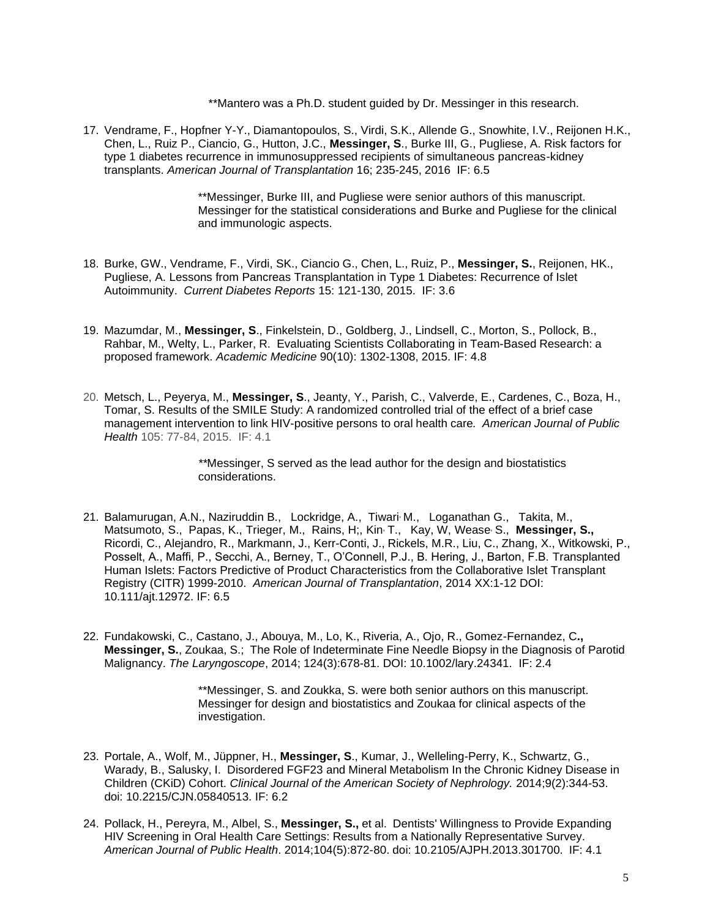**Mantero was a Ph.D. student guided by Dr. Messinger in this research.

17. Vendrame, F., Hopfner Y-Y., Diamantopoulos, S., Virdi, S.K., Allende G., Snowhite, I.V., Reijonen H.K., Chen, L., Ruiz P., Ciancio, G., Hutton, J.C., **Messinger, S**., Burke III, G., Pugliese, A. Risk factors for type 1 diabetes recurrence in immunosuppressed recipients of simultaneous pancreas-kidney transplants. *American Journal of Transplantation* 16; 235-245, 2016 IF: 6.5

    **Messinger, Burke III, and Pugliese were senior authors of this manuscript. Messinger for the statistical considerations and Burke and Pugliese for the clinical and immunologic aspects.

18. Burke, GW., Vendrame, F., Virdi, SK., Ciancio G., Chen, L., Ruiz, P., **Messinger, S.**, Reijonen, HK., Pugliese, A. Lessons from Pancreas Transplantation in Type 1 Diabetes: Recurrence of Islet Autoimmunity. *Current Diabetes Reports* 15: 121-130, 2015. IF: 3.6

19. Mazumdar, M., **Messinger, S**., Finkelstein, D., Goldberg, J., Lindsell, C., Morton, S., Pollock, B., Rahbar, M., Welty, L., Parker, R. Evaluating Scientists Collaborating in Team-Based Research: a proposed framework. *Academic Medicine* 90(10): 1302-1308, 2015. IF: 4.8

20. Metsch, L., Peyerya, M., **Messinger, S**., Jeanty, Y., Parish, C., Valverde, E., Cardenes, C., Boza, H., Tomar, S. Results of the SMILE Study: A randomized controlled trial of the effect of a brief case management intervention to link HIV-positive persons to oral health care. *American Journal of Public Health* 105: 77-84, 2015. IF: 4.1

    **Messinger, S served as the lead author for the design and biostatistics considerations.

21. Balamurugan, A.N., Naziruddin B., Lockridge, A., Tiwari, M., Loganathan G., Takita, M., Matsumoto, S., Papas, K., Trieger, M., Rains, H;, Kin, T., Kay, W, Wease, S., **Messinger, S.,** Ricordi, C., Alejandro, R., Markmann, J., Kerr-Conti, J., Rickels, M.R., Liu, C., Zhang, X., Witkowski, P., Posselt, A., Maffi, P., Secchi, A., Berney, T., O'Connell, P.J., B. Hering, J., Barton, F.B. Transplanted Human Islets: Factors Predictive of Product Characteristics from the Collaborative Islet Transplant Registry (CITR) 1999-2010. *American Journal of Transplantation*, 2014 XX:1-12 DOI: 10.111/ajt.12972. IF: 6.5

22. Fundakowski, C., Castano, J., Abouya, M., Lo, K., Riveria, A., Ojo, R., Gomez-Fernandez, C**., Messinger, S.**, Zoukaa, S.; The Role of Indeterminate Fine Needle Biopsy in the Diagnosis of Parotid Malignancy. *The Laryngoscope*, 2014; 124(3):678-81. DOI: 10.1002/lary.24341. IF: 2.4

    **Messinger, S. and Zoukka, S. were both senior authors on this manuscript. Messinger for design and biostatistics and Zoukaa for clinical aspects of the investigation.

23. Portale, A., Wolf, M., Jüppner, H., **Messinger, S**., Kumar, J., Welleling-Perry, K., Schwartz, G., Warady, B., Salusky, I. Disordered FGF23 and Mineral Metabolism In the Chronic Kidney Disease in Children (CKiD) Cohort. *Clinical Journal of the American Society of Nephrology.* 2014;9(2):344-53. doi: 10.2215/CJN.05840513. IF: 6.2

24. Pollack, H., Pereyra, M., Albel, S., **Messinger, S.,** et al. Dentists' Willingness to Provide Expanding HIV Screening in Oral Health Care Settings: Results from a Nationally Representative Survey. *American Journal of Public Health*. 2014;104(5):872-80. doi: 10.2105/AJPH.2013.301700. IF: 4.1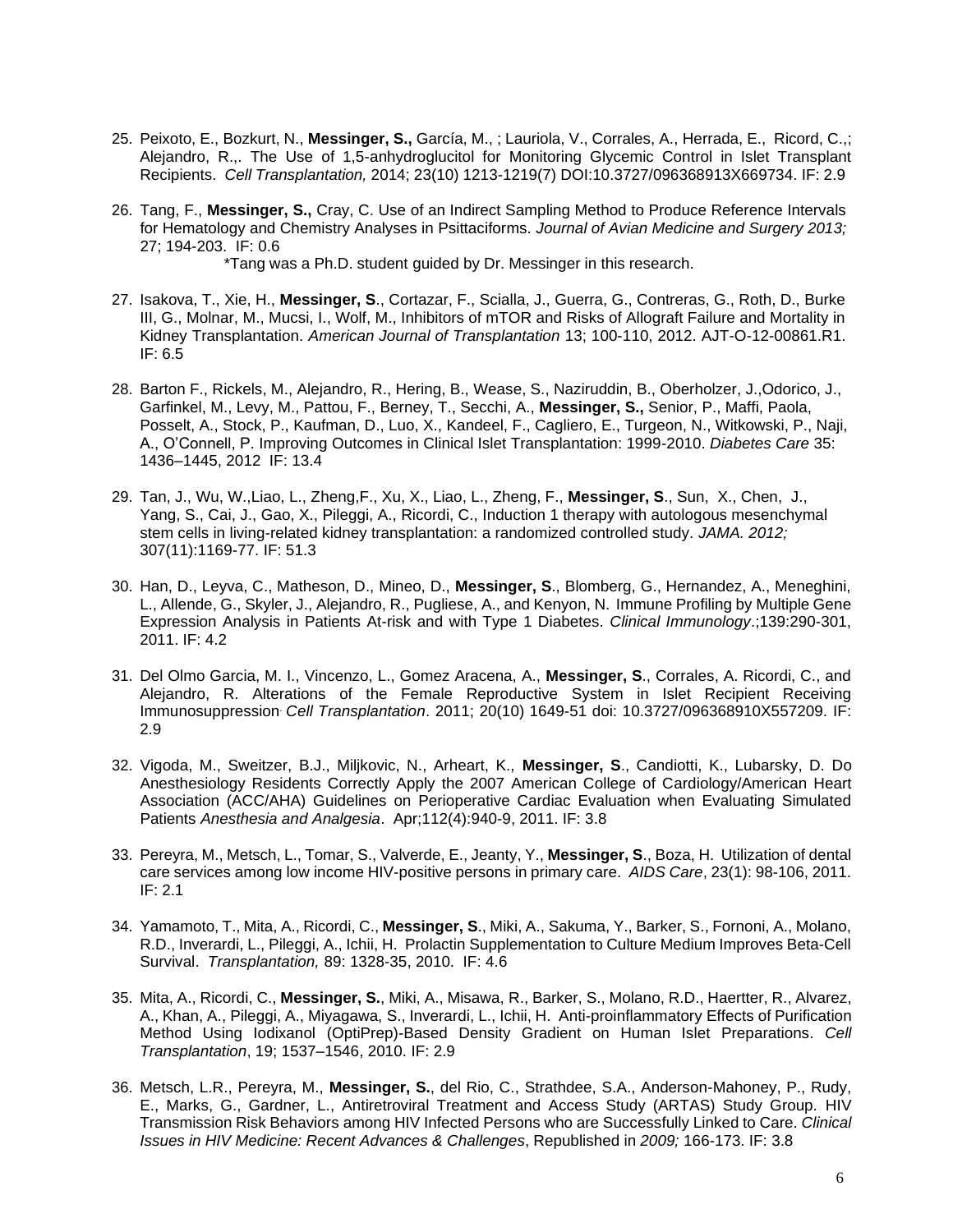25. Peixoto, E., Bozkurt, N., **Messinger, S.,** García, M., ; Lauriola, V., Corrales, A., Herrada, E., Ricord, C.,; Alejandro, R.,. The Use of 1,5-anhydroglucitol for Monitoring Glycemic Control in Islet Transplant Recipients. *Cell Transplantation,* 2014; 23(10) 1213-1219(7) DOI:10.3727/096368913X669734. IF: 2.9

26. Tang, F., **Messinger, S.,** Cray, C. Use of an Indirect Sampling Method to Produce Reference Intervals for Hematology and Chemistry Analyses in Psittaciforms. *Journal of Avian Medicine and Surgery 2013;* 27; 194-203. IF: 0.6
    *Tang was a Ph.D. student guided by Dr. Messinger in this research.

27. Isakova, T., Xie, H., **Messinger, S**., Cortazar, F., Scialla, J., Guerra, G., Contreras, G., Roth, D., Burke III, G., Molnar, M., Mucsi, I., Wolf, M., Inhibitors of mTOR and Risks of Allograft Failure and Mortality in Kidney Transplantation. *American Journal of Transplantation* 13; 100-110, 2012. AJT-O-12-00861.R1. IF: 6.5

28. Barton F., Rickels, M., Alejandro, R., Hering, B., Wease, S., Naziruddin, B., Oberholzer, J.,Odorico, J., Garfinkel, M., Levy, M., Pattou, F., Berney, T., Secchi, A., **Messinger, S.,** Senior, P., Maffi, Paola, Posselt, A., Stock, P., Kaufman, D., Luo, X., Kandeel, F., Cagliero, E., Turgeon, N., Witkowski, P., Naji, A., O'Connell, P. Improving Outcomes in Clinical Islet Transplantation: 1999-2010. *Diabetes Care* 35: 1436–1445, 2012 IF: 13.4

29. Tan, J., Wu, W.,Liao, L., Zheng,F., Xu, X., Liao, L., Zheng, F., **Messinger, S**., Sun, X., Chen, J., Yang, S., Cai, J., Gao, X., Pileggi, A., Ricordi, C., Induction 1 therapy with autologous mesenchymal stem cells in living-related kidney transplantation: a randomized controlled study. *JAMA. 2012;* 307(11):1169-77. IF: 51.3

30. Han, D., Leyva, C., Matheson, D., Mineo, D., **Messinger, S**., Blomberg, G., Hernandez, A., Meneghini, L., Allende, G., Skyler, J., Alejandro, R., Pugliese, A., and Kenyon, N. Immune Profiling by Multiple Gene Expression Analysis in Patients At-risk and with Type 1 Diabetes. *Clinical Immunology*.;139:290-301, 2011. IF: 4.2

31. Del Olmo Garcia, M. I., Vincenzo, L., Gomez Aracena, A., **Messinger, S**., Corrales, A. Ricordi, C., and Alejandro, R. Alterations of the Female Reproductive System in Islet Recipient Receiving Immunosuppression. *Cell Transplantation*. 2011; 20(10) 1649-51 doi: 10.3727/096368910X557209. IF: 2.9

32. Vigoda, M., Sweitzer, B.J., Miljkovic, N., Arheart, K., **Messinger, S**., Candiotti, K., Lubarsky, D. Do Anesthesiology Residents Correctly Apply the 2007 American College of Cardiology/American Heart Association (ACC/AHA) Guidelines on Perioperative Cardiac Evaluation when Evaluating Simulated Patients *Anesthesia and Analgesia*. Apr;112(4):940-9, 2011. IF: 3.8

33. Pereyra, M., Metsch, L., Tomar, S., Valverde, E., Jeanty, Y., **Messinger, S**., Boza, H. Utilization of dental care services among low income HIV-positive persons in primary care. *AIDS Care*, 23(1): 98-106, 2011. IF: 2.1

34. Yamamoto, T., Mita, A., Ricordi, C., **Messinger, S**., Miki, A., Sakuma, Y., Barker, S., Fornoni, A., Molano, R.D., Inverardi, L., Pileggi, A., Ichii, H. Prolactin Supplementation to Culture Medium Improves Beta-Cell Survival. *Transplantation,* 89: 1328-35, 2010. IF: 4.6

35. Mita, A., Ricordi, C., **Messinger, S.**, Miki, A., Misawa, R., Barker, S., Molano, R.D., Haertter, R., Alvarez, A., Khan, A., Pileggi, A., Miyagawa, S., Inverardi, L., Ichii, H. Anti-proinflammatory Effects of Purification Method Using Iodixanol (OptiPrep)-Based Density Gradient on Human Islet Preparations. *Cell Transplantation*, 19; 1537–1546, 2010. IF: 2.9

36. Metsch, L.R., Pereyra, M., **Messinger, S.**, del Rio, C., Strathdee, S.A., Anderson-Mahoney, P., Rudy, E., Marks, G., Gardner, L., Antiretroviral Treatment and Access Study (ARTAS) Study Group. HIV Transmission Risk Behaviors among HIV Infected Persons who are Successfully Linked to Care. *Clinical Issues in HIV Medicine: Recent Advances & Challenges*, Republished in *2009;* 166-173. IF: 3.8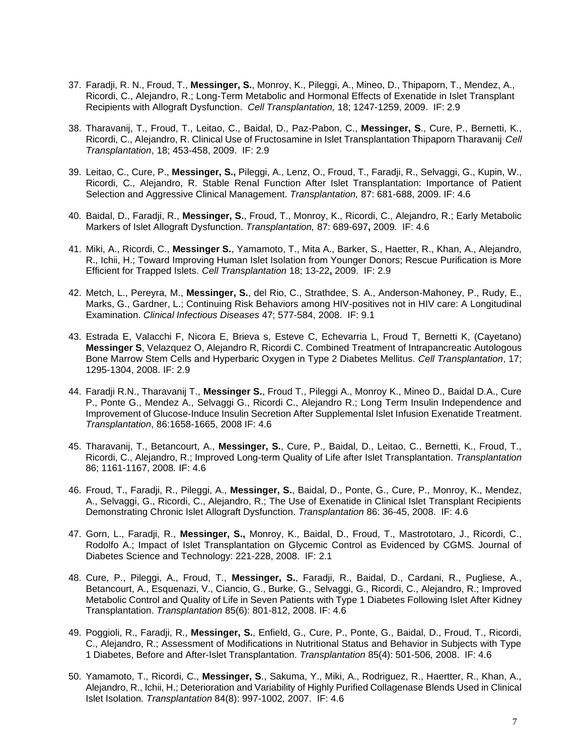37. Faradji, R. N., Froud, T., **Messinger, S.**, Monroy, K., Pileggi, A., Mineo, D., Thipaporn, T., Mendez, A., Ricordi, C., Alejandro, R.; Long-Term Metabolic and Hormonal Effects of Exenatide in Islet Transplant Recipients with Allograft Dysfunction. *Cell Transplantation,* 18; 1247-1259, 2009. IF: 2.9

38. Tharavanij, T., Froud, T., Leitao, C., Baidal, D., Paz-Pabon, C., **Messinger, S**., Cure, P., Bernetti, K., Ricordi, C., Alejandro, R. Clinical Use of Fructosamine in Islet Transplantation Thipaporn Tharavanij. *Cell Transplantation*, 18; 453-458, 2009. IF: 2.9

39. Leitao, C., Cure, P., **Messinger, S.,** Pileggi, A., Lenz, O., Froud, T., Faradji, R., Selvaggi, G., Kupin, W., Ricordi, C., Alejandro, R. Stable Renal Function After Islet Transplantation: Importance of Patient Selection and Aggressive Clinical Management. *Transplantation,* 87: 681-688, 2009. IF: 4.6

40. Baidal, D., Faradji, R., **Messinger, S.**, Froud, T., Monroy, K., Ricordi, C., Alejandro, R.; Early Metabolic Markers of Islet Allograft Dysfunction. *Transplantation,* 87: 689-697**,** 2009*.* IF: 4.6

41. Miki, A., Ricordi, C., **Messinger S.**, Yamamoto, T., Mita A., Barker, S., Haetter, R., Khan, A., Alejandro, R., Ichii, H.; Toward Improving Human Islet Isolation from Younger Donors; Rescue Purification is More Efficient for Trapped Islets. *Cell Transplantation* 18; 13-22**,** 2009. IF: 2.9

42. Metch, L., Pereyra, M., **Messinger, S.**, del Rio, C., Strathdee, S. A., Anderson-Mahoney, P., Rudy, E., Marks, G., Gardner, L.; Continuing Risk Behaviors among HIV-positives not in HIV care: A Longitudinal Examination. *Clinical Infectious Diseases* 47; 577-584, 2008. IF: 9.1

43. Estrada E, Valacchi F, Nicora E, Brieva s, Esteve C, Echevarria L, Froud T, Bernetti K, (Cayetano) **Messinger S**, Velazquez O, Alejandro R, Ricordi C. Combined Treatment of Intrapancreatic Autologous Bone Marrow Stem Cells and Hyperbaric Oxygen in Type 2 Diabetes Mellitus. *Cell Transplantation*, 17; 1295-1304, 2008. IF: 2.9

44. Faradji R.N., Tharavanij T., **Messinger S.**, Froud T., Pileggi A., Monroy K., Mineo D., Baidal D.A., Cure P., Ponte G., Mendez A., Selvaggi G., Ricordi C., Alejandro R.; Long Term Insulin Independence and Improvement of Glucose-Induce Insulin Secretion After Supplemental Islet Infusion Exenatide Treatment. *Transplantation*, 86:1658-1665, 2008 IF: 4.6

45. Tharavanij, T., Betancourt, A., **Messinger, S.**, Cure, P., Baidal, D., Leitao, C., Bernetti, K., Froud, T., Ricordi, C., Alejandro, R.; Improved Long-term Quality of Life after Islet Transplantation. *Transplantation* 86; 1161-1167, 2008*.* IF: 4.6

46. Froud, T., Faradji, R., Pileggi, A., **Messinger, S.**, Baidal, D., Ponte, G., Cure, P., Monroy, K., Mendez, A., Selvaggi, G., Ricordi, C., Alejandro, R.; The Use of Exenatide in Clinical Islet Transplant Recipients Demonstrating Chronic Islet Allograft Dysfunction. *Transplantation* 86: 36-45, 2008. IF: 4.6

47. Gorn, L., Faradji, R., **Messinger, S.,** Monroy, K., Baidal, D., Froud, T., Mastrototaro, J., Ricordi, C., Rodolfo A.; Impact of Islet Transplantation on Glycemic Control as Evidenced by CGMS. Journal of Diabetes Science and Technology: 221-228, 2008. IF: 2.1

48. Cure, P., Pileggi, A., Froud, T., **Messinger, S.**, Faradji, R., Baidal, D., Cardani, R., Pugliese, A., Betancourt, A., Esquenazi, V., Ciancio, G., Burke, G., Selvaggi, G., Ricordi, C., Alejandro, R.; Improved Metabolic Control and Quality of Life in Seven Patients with Type 1 Diabetes Following Islet After Kidney Transplantation. *Transplantation* 85(6): 801-812, 2008. IF: 4.6

49. Poggioli, R., Faradji, R., **Messinger, S.**, Enfield, G., Cure, P., Ponte, G., Baidal, D., Froud, T., Ricordi, C., Alejandro, R.; Assessment of Modifications in Nutritional Status and Behavior in Subjects with Type 1 Diabetes, Before and After-Islet Transplantation. *Transplantation* 85(4): 501-506*,* 2008. IF: 4.6

50. Yamamoto, T., Ricordi, C., **Messinger, S**., Sakuma, Y., Miki, A., Rodriguez, R., Haertter, R., Khan, A., Alejandro, R., Ichii, H.; Deterioration and Variability of Highly Purified Collagenase Blends Used in Clinical Islet Isolation*. Transplantation* 84(8): 997-1002*,* 2007. IF: 4.6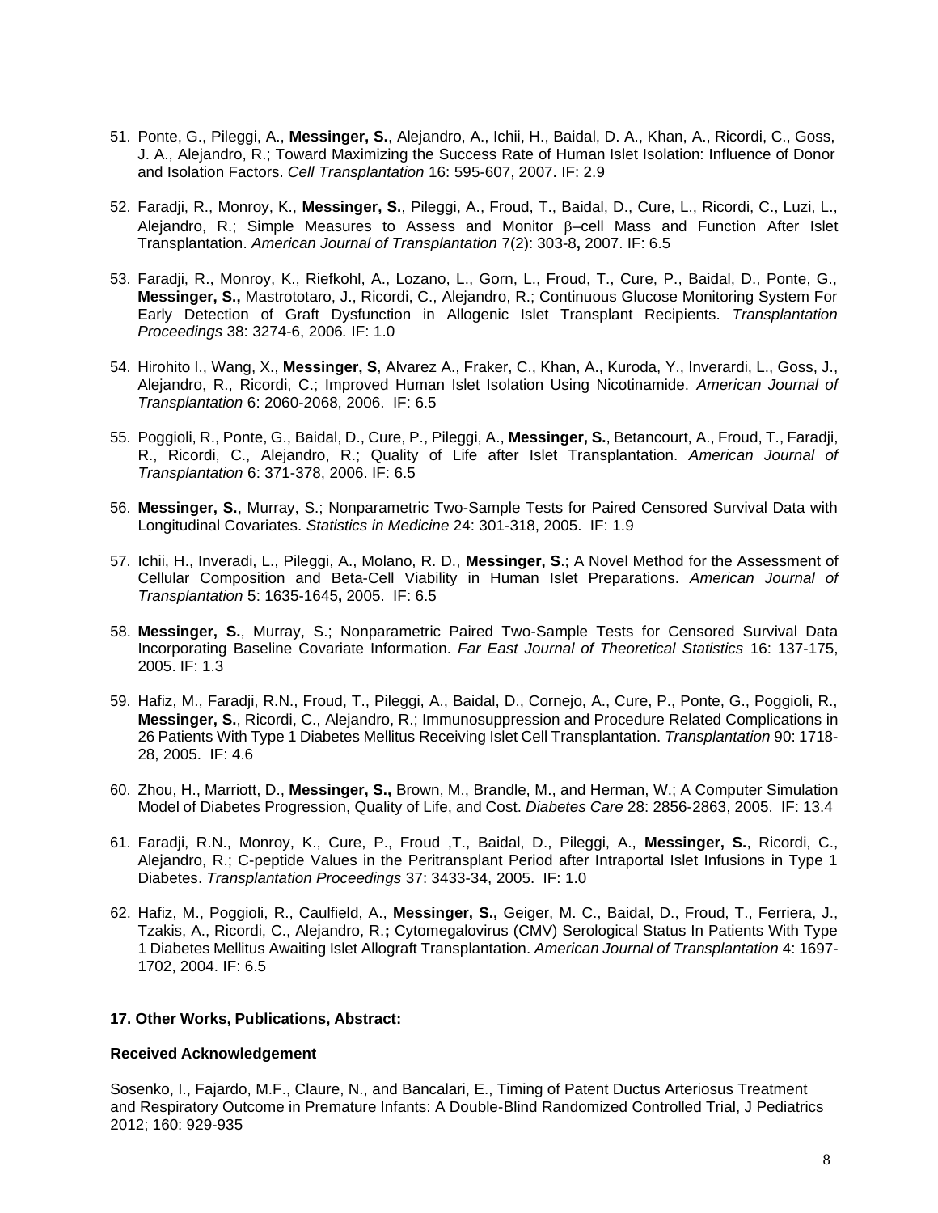51. Ponte, G., Pileggi, A., **Messinger, S.**, Alejandro, A., Ichii, H., Baidal, D. A., Khan, A., Ricordi, C., Goss, J. A., Alejandro, R.; Toward Maximizing the Success Rate of Human Islet Isolation: Influence of Donor and Isolation Factors. *Cell Transplantation* 16: 595-607, 2007. IF: 2.9

52. Faradji, R., Monroy, K., **Messinger, S.**, Pileggi, A., Froud, T., Baidal, D., Cure, L., Ricordi, C., Luzi, L., Alejandro, R.; Simple Measures to Assess and Monitor $\beta$–cell Mass and Function After Islet Transplantation. *American Journal of Transplantation* 7(2): 303-8**,** 2007. IF: 6.5

53. Faradji, R., Monroy, K., Riefkohl, A., Lozano, L., Gorn, L., Froud, T., Cure, P., Baidal, D., Ponte, G., **Messinger, S.,** Mastrototaro, J., Ricordi, C., Alejandro, R.; Continuous Glucose Monitoring System For Early Detection of Graft Dysfunction in Allogenic Islet Transplant Recipients. *Transplantation Proceedings* 38: 3274-6, 2006*.* IF: 1.0

54. Hirohito I., Wang, X., **Messinger, S**, Alvarez A., Fraker, C., Khan, A., Kuroda, Y., Inverardi, L., Goss, J., Alejandro, R., Ricordi, C.; Improved Human Islet Isolation Using Nicotinamide. *American Journal of Transplantation* 6: 2060-2068, 2006. IF: 6.5

55. Poggioli, R., Ponte, G., Baidal, D., Cure, P., Pileggi, A., **Messinger, S.**, Betancourt, A., Froud, T., Faradji, R., Ricordi, C., Alejandro, R.; Quality of Life after Islet Transplantation. *American Journal of Transplantation* 6: 371-378, 2006. IF: 6.5

56. **Messinger, S.**, Murray, S.; Nonparametric Two-Sample Tests for Paired Censored Survival Data with Longitudinal Covariates. *Statistics in Medicine* 24: 301-318, 2005. IF: 1.9

57. Ichii, H., Inveradi, L., Pileggi, A., Molano, R. D., **Messinger, S**.; A Novel Method for the Assessment of Cellular Composition and Beta-Cell Viability in Human Islet Preparations. *American Journal of Transplantation* 5: 1635-1645**,** 2005. IF: 6.5

58. **Messinger, S.**, Murray, S.; Nonparametric Paired Two-Sample Tests for Censored Survival Data Incorporating Baseline Covariate Information. *Far East Journal of Theoretical Statistics* 16: 137-175, 2005. IF: 1.3

59. Hafiz, M., Faradji, R.N., Froud, T., Pileggi, A., Baidal, D., Cornejo, A., Cure, P., Ponte, G., Poggioli, R., **Messinger, S.**, Ricordi, C., Alejandro, R.; Immunosuppression and Procedure Related Complications in 26 Patients With Type 1 Diabetes Mellitus Receiving Islet Cell Transplantation. *Transplantation* 90: 1718-28, 2005. IF: 4.6

60. Zhou, H., Marriott, D., **Messinger, S.,** Brown, M., Brandle, M., and Herman, W.; A Computer Simulation Model of Diabetes Progression, Quality of Life, and Cost. *Diabetes Care* 28: 2856-2863, 2005. IF: 13.4

61. Faradji, R.N., Monroy, K., Cure, P., Froud ,T., Baidal, D., Pileggi, A., **Messinger, S.**, Ricordi, C., Alejandro, R.; C-peptide Values in the Peritransplant Period after Intraportal Islet Infusions in Type 1 Diabetes. *Transplantation Proceedings* 37: 3433-34, 2005. IF: 1.0

62. Hafiz, M., Poggioli, R., Caulfield, A., **Messinger, S.,** Geiger, M. C., Baidal, D., Froud, T., Ferriera, J., Tzakis, A., Ricordi, C., Alejandro, R.**;** Cytomegalovirus (CMV) Serological Status In Patients With Type 1 Diabetes Mellitus Awaiting Islet Allograft Transplantation. *American Journal of Transplantation* 4: 1697-1702, 2004. IF: 6.5

**17. Other Works, Publications, Abstract:**

**Received Acknowledgement**

Sosenko, I., Fajardo, M.F., Claure, N., and Bancalari, E., Timing of Patent Ductus Arteriosus Treatment and Respiratory Outcome in Premature Infants: A Double-Blind Randomized Controlled Trial, J Pediatrics 2012; 160: 929-935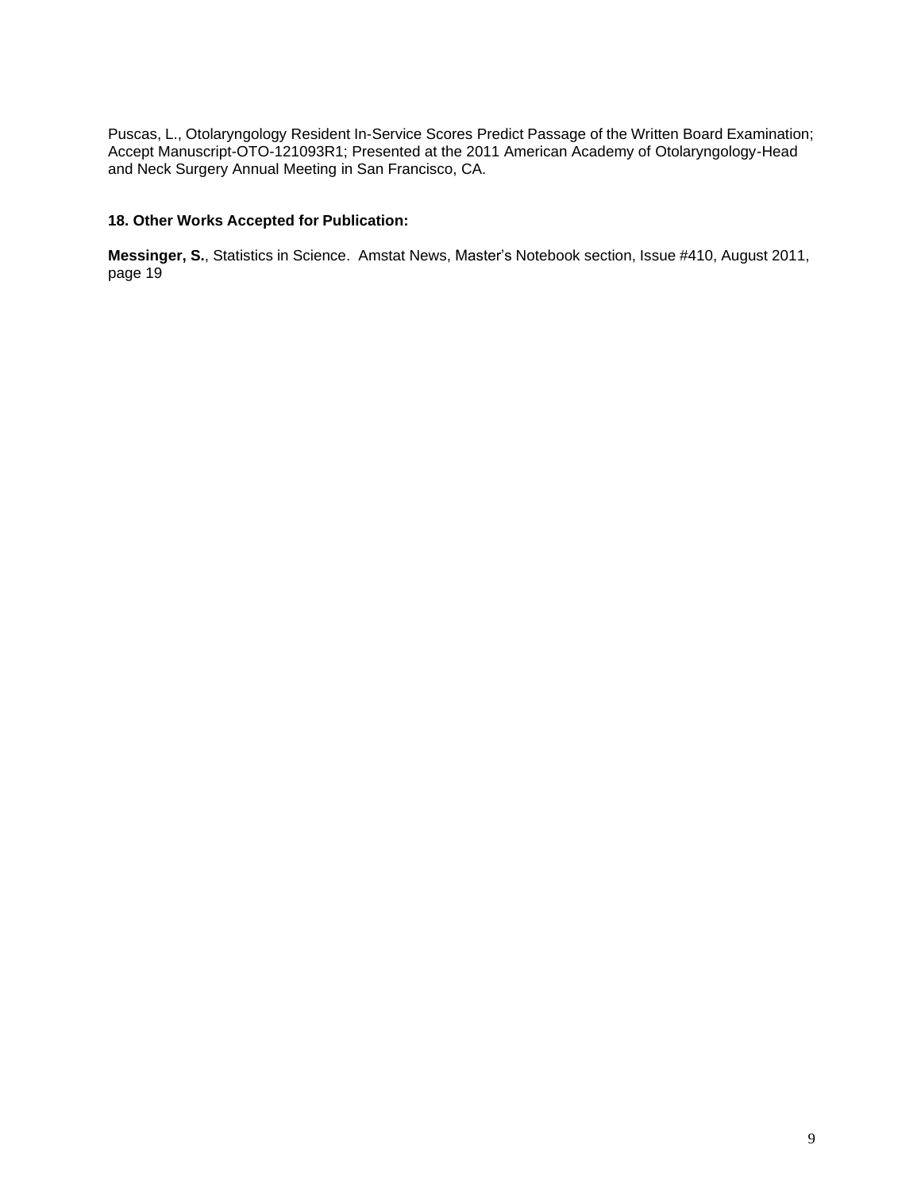Puscas, L., Otolaryngology Resident In-Service Scores Predict Passage of the Written Board Examination; Accept Manuscript-OTO-121093R1; Presented at the 2011 American Academy of Otolaryngology-Head and Neck Surgery Annual Meeting in San Francisco, CA.

**18. Other Works Accepted for Publication:**

**Messinger, S.**, Statistics in Science. Amstat News, Master's Notebook section, Issue #410, August 2011, page 19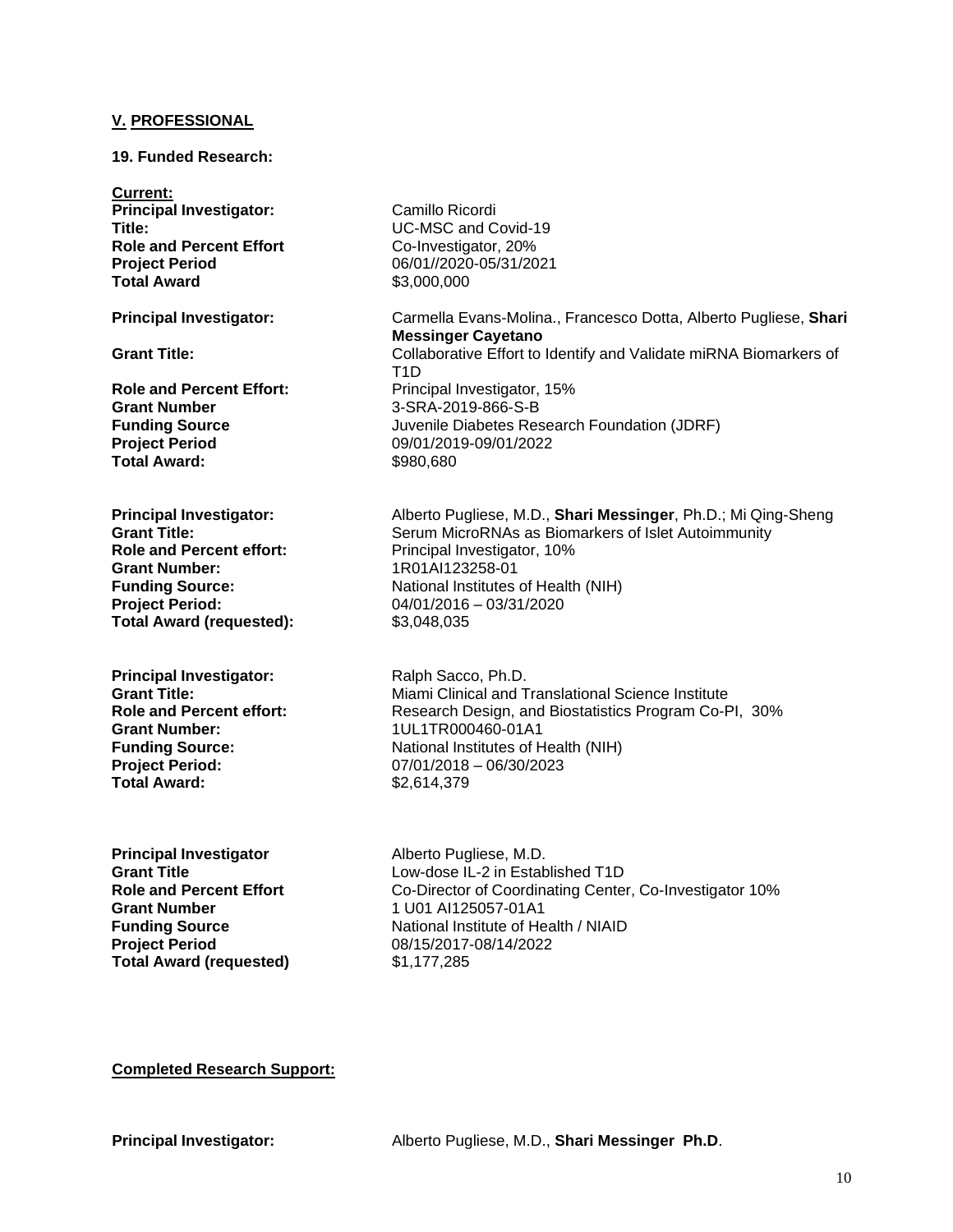**V. PROFESSIONAL**

**19. Funded Research:**

**Current:**

**Principal Investigator:** Camillo Ricordi
**Title:** UC-MSC and Covid-19
**Role and Percent Effort** Co-Investigator, 20%
**Project Period** 06/01//2020-05/31/2021
**Total Award** $3,000,000

**Principal Investigator:** Carmella Evans-Molina., Francesco Dotta, Alberto Pugliese, **Shari Messinger Cayetano**
**Grant Title:** Collaborative Effort to Identify and Validate miRNA Biomarkers of T1D
**Role and Percent Effort:** Principal Investigator, 15%
**Grant Number** 3-SRA-2019-866-S-B
**Funding Source** Juvenile Diabetes Research Foundation (JDRF)
**Project Period** 09/01/2019-09/01/2022
**Total Award:** $980,680

**Principal Investigator:** Alberto Pugliese, M.D., **Shari Messinger**, Ph.D.; Mi Qing-Sheng
**Grant Title:** Serum MicroRNAs as Biomarkers of Islet Autoimmunity
**Role and Percent effort:** Principal Investigator, 10%
**Grant Number:** 1R01AI123258-01
**Funding Source:** National Institutes of Health (NIH)
**Project Period:** 04/01/2016 – 03/31/2020
**Total Award (requested):** $3,048,035

**Principal Investigator:** Ralph Sacco, Ph.D.
**Grant Title:** Miami Clinical and Translational Science Institute
**Role and Percent effort:** Research Design, and Biostatistics Program Co-PI, 30%
**Grant Number:** 1UL1TR000460-01A1
**Funding Source:** National Institutes of Health (NIH)
**Project Period:** 07/01/2018 – 06/30/2023
**Total Award:** $2,614,379

**Principal Investigator** Alberto Pugliese, M.D.
**Grant Title** Low-dose IL-2 in Established T1D
**Role and Percent Effort** Co-Director of Coordinating Center, Co-Investigator 10%
**Grant Number** 1 U01 AI125057-01A1
**Funding Source** National Institute of Health / NIAID
**Project Period** 08/15/2017-08/14/2022
**Total Award (requested)** $1,177,285

**Completed Research Support:**

**Principal Investigator:** Alberto Pugliese, M.D., **Shari Messinger Ph.D**.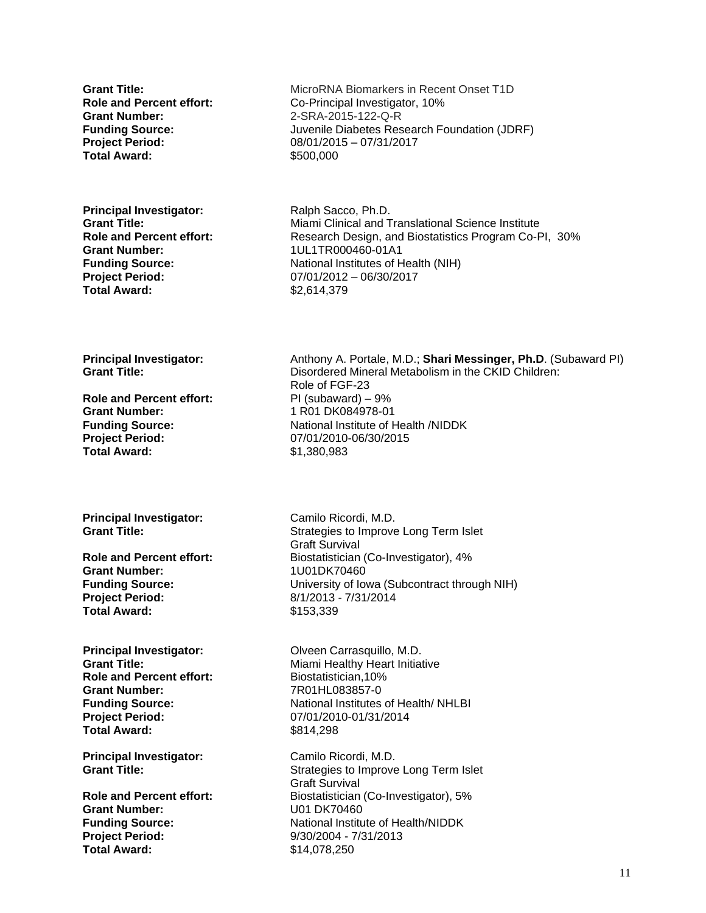**Grant Title:** MicroRNA Biomarkers in Recent Onset T1D
**Role and Percent effort:** Co-Principal Investigator, 10%
**Grant Number:** 2-SRA-2015-122-Q-R
**Funding Source:** Juvenile Diabetes Research Foundation (JDRF)
**Project Period:** 08/01/2015 – 07/31/2017
**Total Award:** $500,000

**Principal Investigator:** Ralph Sacco, Ph.D.
**Grant Title:** Miami Clinical and Translational Science Institute
**Role and Percent effort:** Research Design, and Biostatistics Program Co-PI, 30%
**Grant Number:** 1UL1TR000460-01A1
**Funding Source:** National Institutes of Health (NIH)
**Project Period:** 07/01/2012 – 06/30/2017
**Total Award:** $2,614,379

**Principal Investigator:** Anthony A. Portale, M.D.; **Shari Messinger, Ph.D**. (Subaward PI)
**Grant Title:** Disordered Mineral Metabolism in the CKID Children: Role of FGF-23
**Role and Percent effort:** PI (subaward) – 9%
**Grant Number:** 1 R01 DK084978-01
**Funding Source:** National Institute of Health /NIDDK
**Project Period:** 07/01/2010-06/30/2015
**Total Award:** $1,380,983

**Principal Investigator:** Camilo Ricordi, M.D.
**Grant Title:** Strategies to Improve Long Term Islet Graft Survival
**Role and Percent effort:** Biostatistician (Co-Investigator), 4%
**Grant Number:** 1U01DK70460
**Funding Source:** University of Iowa (Subcontract through NIH)
**Project Period:** 8/1/2013 - 7/31/2014
**Total Award:** $153,339

**Principal Investigator:** Olveen Carrasquillo, M.D.
**Grant Title:** Miami Healthy Heart Initiative
**Role and Percent effort:** Biostatistician,10%
**Grant Number:** 7R01HL083857-0
**Funding Source:** National Institutes of Health/ NHLBI
**Project Period:** 07/01/2010-01/31/2014
**Total Award:** $814,298

**Principal Investigator:** Camilo Ricordi, M.D.
**Grant Title:** Strategies to Improve Long Term Islet Graft Survival
**Role and Percent effort:** Biostatistician (Co-Investigator), 5%
**Grant Number:** U01 DK70460
**Funding Source:** National Institute of Health/NIDDK
**Project Period:** 9/30/2004 - 7/31/2013
**Total Award:** $14,078,250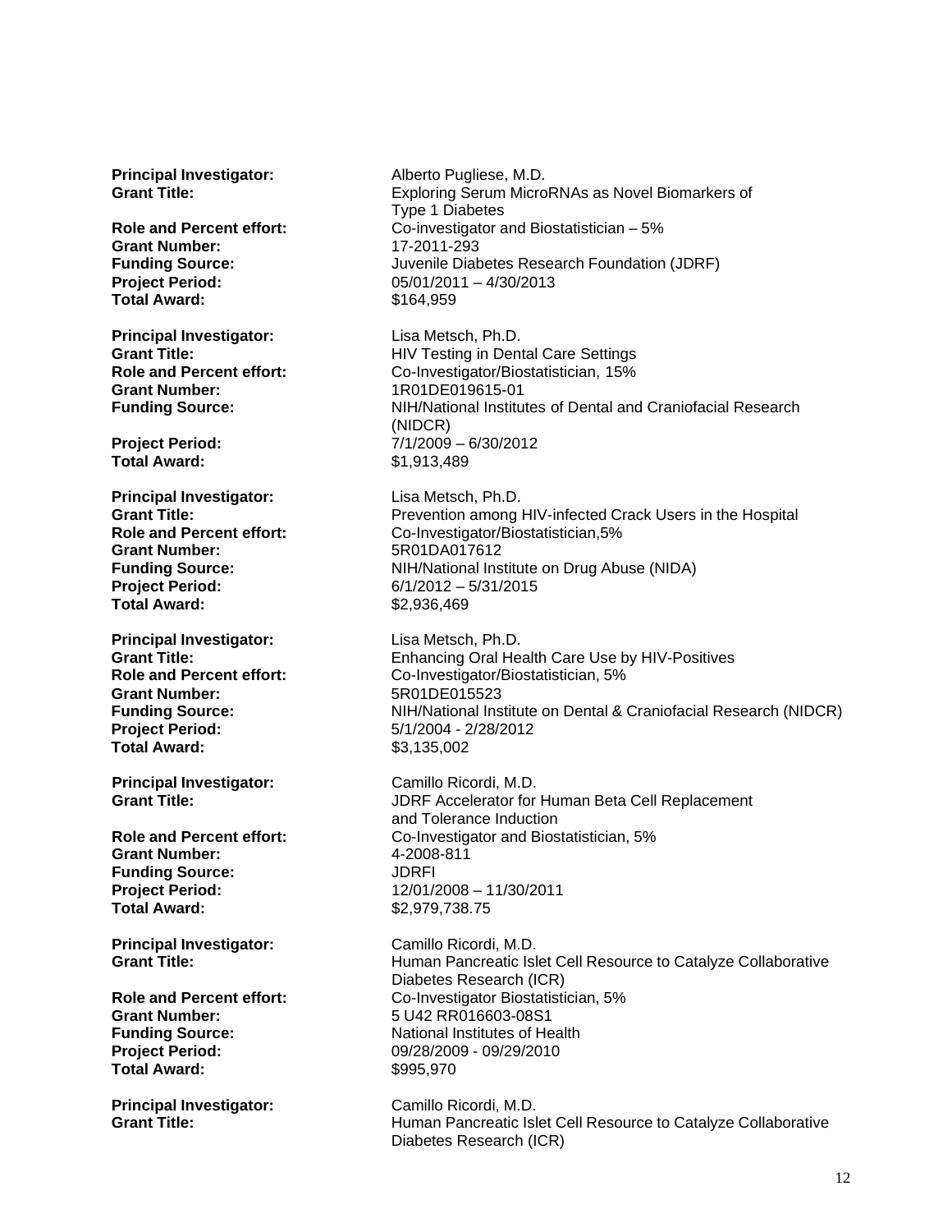**Principal Investigator:** Alberto Pugliese, M.D.
**Grant Title:** Exploring Serum MicroRNAs as Novel Biomarkers of Type 1 Diabetes
**Role and Percent effort:** Co-investigator and Biostatistician – 5%
**Grant Number:** 17-2011-293
**Funding Source:** Juvenile Diabetes Research Foundation (JDRF)
**Project Period:** 05/01/2011 – 4/30/2013
**Total Award:** $164,959

**Principal Investigator:** Lisa Metsch, Ph.D.
**Grant Title:** HIV Testing in Dental Care Settings
**Role and Percent effort:** Co-Investigator/Biostatistician, 15%
**Grant Number:** 1R01DE019615-01
**Funding Source:** NIH/National Institutes of Dental and Craniofacial Research (NIDCR)
**Project Period:** 7/1/2009 – 6/30/2012
**Total Award:** $1,913,489

**Principal Investigator:** Lisa Metsch, Ph.D.
**Grant Title:** Prevention among HIV-infected Crack Users in the Hospital
**Role and Percent effort:** Co-Investigator/Biostatistician,5%
**Grant Number:** 5R01DA017612
**Funding Source:** NIH/National Institute on Drug Abuse (NIDA)
**Project Period:** 6/1/2012 – 5/31/2015
**Total Award:** $2,936,469

**Principal Investigator:** Lisa Metsch, Ph.D.
**Grant Title:** Enhancing Oral Health Care Use by HIV-Positives
**Role and Percent effort:** Co-Investigator/Biostatistician, 5%
**Grant Number:** 5R01DE015523
**Funding Source:** NIH/National Institute on Dental & Craniofacial Research (NIDCR)
**Project Period:** 5/1/2004 - 2/28/2012
**Total Award:** $3,135,002

**Principal Investigator:** Camillo Ricordi, M.D.
**Grant Title:** JDRF Accelerator for Human Beta Cell Replacement and Tolerance Induction
**Role and Percent effort:** Co-Investigator and Biostatistician, 5%
**Grant Number:** 4-2008-811
**Funding Source:** JDRFI
**Project Period:** 12/01/2008 – 11/30/2011
**Total Award:** $2,979,738.75

**Principal Investigator:** Camillo Ricordi, M.D.
**Grant Title:** Human Pancreatic Islet Cell Resource to Catalyze Collaborative Diabetes Research (ICR)
**Role and Percent effort:** Co-Investigator Biostatistician, 5%
**Grant Number:** 5 U42 RR016603-08S1
**Funding Source:** National Institutes of Health
**Project Period:** 09/28/2009 - 09/29/2010
**Total Award:** $995,970

**Principal Investigator:** Camillo Ricordi, M.D.
**Grant Title:** Human Pancreatic Islet Cell Resource to Catalyze Collaborative Diabetes Research (ICR)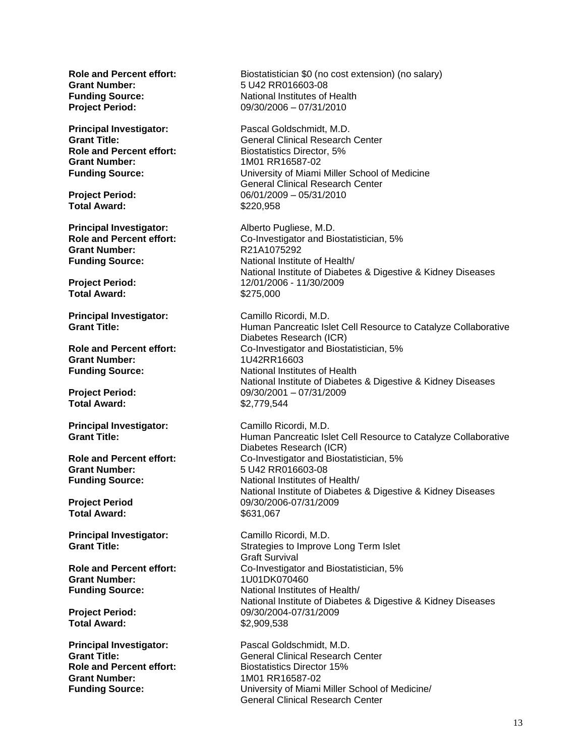**Role and Percent effort:** Biostatistician $0 (no cost extension) (no salary)
**Grant Number:** 5 U42 RR016603-08
**Funding Source:** National Institutes of Health
**Project Period:** 09/30/2006 – 07/31/2010

**Principal Investigator:** Pascal Goldschmidt, M.D.
**Grant Title:** General Clinical Research Center
**Role and Percent effort:** Biostatistics Director, 5%
**Grant Number:** 1M01 RR16587-02
**Funding Source:** University of Miami Miller School of Medicine General Clinical Research Center
**Project Period:** 06/01/2009 – 05/31/2010
**Total Award:** $220,958

**Principal Investigator:** Alberto Pugliese, M.D.
**Role and Percent effort:** Co-Investigator and Biostatistician, 5%
**Grant Number:** R21A1075292
**Funding Source:** National Institute of Health/ National Institute of Diabetes & Digestive & Kidney Diseases
**Project Period:** 12/01/2006 - 11/30/2009
**Total Award:** $275,000

**Principal Investigator:** Camillo Ricordi, M.D.
**Grant Title:** Human Pancreatic Islet Cell Resource to Catalyze Collaborative Diabetes Research (ICR)
**Role and Percent effort:** Co-Investigator and Biostatistician, 5%
**Grant Number:** 1U42RR16603
**Funding Source:** National Institutes of Health National Institute of Diabetes & Digestive & Kidney Diseases
**Project Period:** 09/30/2001 – 07/31/2009
**Total Award:** $2,779,544

**Principal Investigator:** Camillo Ricordi, M.D.
**Grant Title:** Human Pancreatic Islet Cell Resource to Catalyze Collaborative Diabetes Research (ICR)
**Role and Percent effort:** Co-Investigator and Biostatistician, 5%
**Grant Number:** 5 U42 RR016603-08
**Funding Source:** National Institutes of Health/ National Institute of Diabetes & Digestive & Kidney Diseases
**Project Period** 09/30/2006-07/31/2009
**Total Award:** $631,067

**Principal Investigator:** Camillo Ricordi, M.D.
**Grant Title:** Strategies to Improve Long Term Islet Graft Survival
**Role and Percent effort:** Co-Investigator and Biostatistician, 5%
**Grant Number:** 1U01DK070460
**Funding Source:** National Institutes of Health/ National Institute of Diabetes & Digestive & Kidney Diseases
**Project Period:** 09/30/2004-07/31/2009
**Total Award:** $2,909,538

**Principal Investigator:** Pascal Goldschmidt, M.D.
**Grant Title:** General Clinical Research Center
**Role and Percent effort:** Biostatistics Director 15%
**Grant Number:** 1M01 RR16587-02
**Funding Source:** University of Miami Miller School of Medicine/ General Clinical Research Center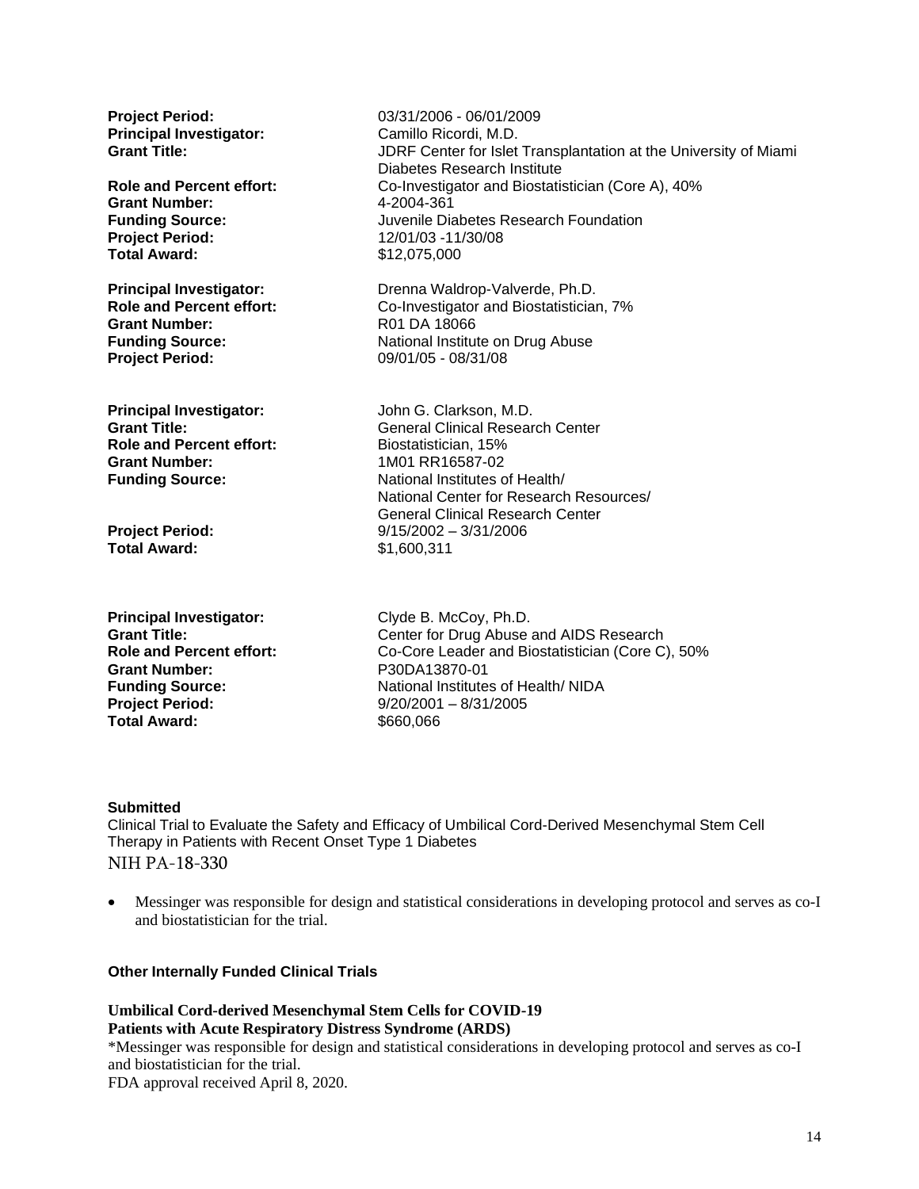**Project Period:** 03/31/2006 - 06/01/2009

**Principal Investigator:** Camillo Ricordi, M.D.
**Grant Title:** JDRF Center for Islet Transplantation at the University of Miami Diabetes Research Institute
**Role and Percent effort:** Co-Investigator and Biostatistician (Core A), 40%
**Grant Number:** 4-2004-361
**Funding Source:** Juvenile Diabetes Research Foundation
**Project Period:** 12/01/03 -11/30/08
**Total Award:** $12,075,000

**Principal Investigator:** Drenna Waldrop-Valverde, Ph.D.
**Role and Percent effort:** Co-Investigator and Biostatistician, 7%
**Grant Number:** R01 DA 18066
**Funding Source:** National Institute on Drug Abuse
**Project Period:** 09/01/05 - 08/31/08

**Principal Investigator:** John G. Clarkson, M.D.
**Grant Title:** General Clinical Research Center
**Role and Percent effort:** Biostatistician, 15%
**Grant Number:** 1M01 RR16587-02
**Funding Source:** National Institutes of Health/ National Center for Research Resources/ General Clinical Research Center
**Project Period:** 9/15/2002 – 3/31/2006
**Total Award:** $1,600,311

**Principal Investigator:** Clyde B. McCoy, Ph.D.
**Grant Title:** Center for Drug Abuse and AIDS Research
**Role and Percent effort:** Co-Core Leader and Biostatistician (Core C), 50%
**Grant Number:** P30DA13870-01
**Funding Source:** National Institutes of Health/ NIDA
**Project Period:** 9/20/2001 – 8/31/2005
**Total Award:** $660,066

**Submitted**

Clinical Trial to Evaluate the Safety and Efficacy of Umbilical Cord-Derived Mesenchymal Stem Cell Therapy in Patients with Recent Onset Type 1 Diabetes
NIH PA-18-330

- Messinger was responsible for design and statistical considerations in developing protocol and serves as co-I and biostatistician for the trial.

**Other Internally Funded Clinical Trials**

**Umbilical Cord-derived Mesenchymal Stem Cells for COVID-19 Patients with Acute Respiratory Distress Syndrome (ARDS)**

*Messinger was responsible for design and statistical considerations in developing protocol and serves as co-I and biostatistician for the trial.
FDA approval received April 8, 2020.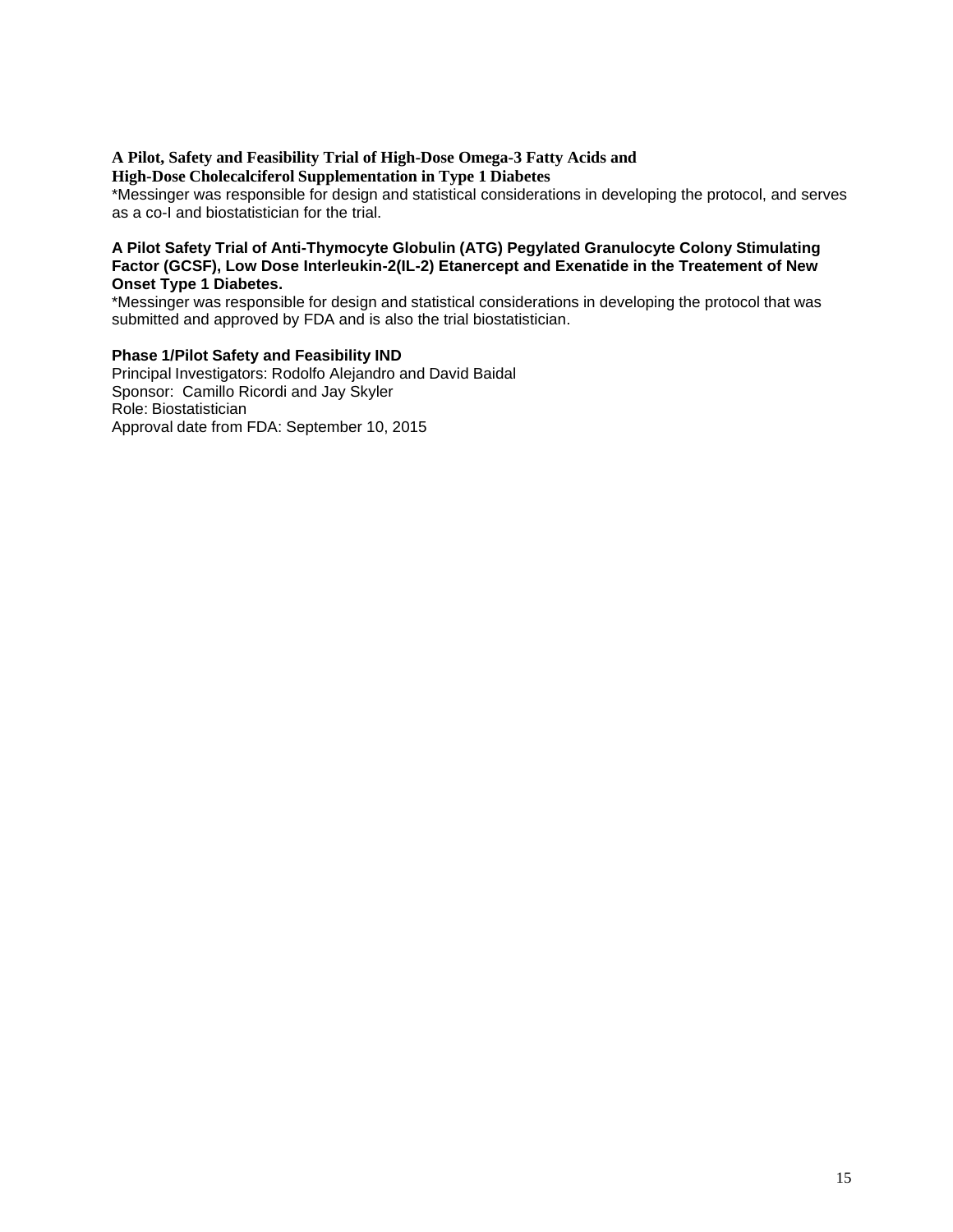**A Pilot, Safety and Feasibility Trial of High-Dose Omega-3 Fatty Acids and High-Dose Cholecalciferol Supplementation in Type 1 Diabetes**

*Messinger was responsible for design and statistical considerations in developing the protocol, and serves as a co-I and biostatistician for the trial.

**A Pilot Safety Trial of Anti-Thymocyte Globulin (ATG) Pegylated Granulocyte Colony Stimulating Factor (GCSF), Low Dose Interleukin-2(IL-2) Etanercept and Exenatide in the Treatement of New Onset Type 1 Diabetes.**

*Messinger was responsible for design and statistical considerations in developing the protocol that was submitted and approved by FDA and is also the trial biostatistician.

**Phase 1/Pilot Safety and Feasibility IND**

Principal Investigators: Rodolfo Alejandro and David Baidal
Sponsor: Camillo Ricordi and Jay Skyler
Role: Biostatistician
Approval date from FDA: September 10, 2015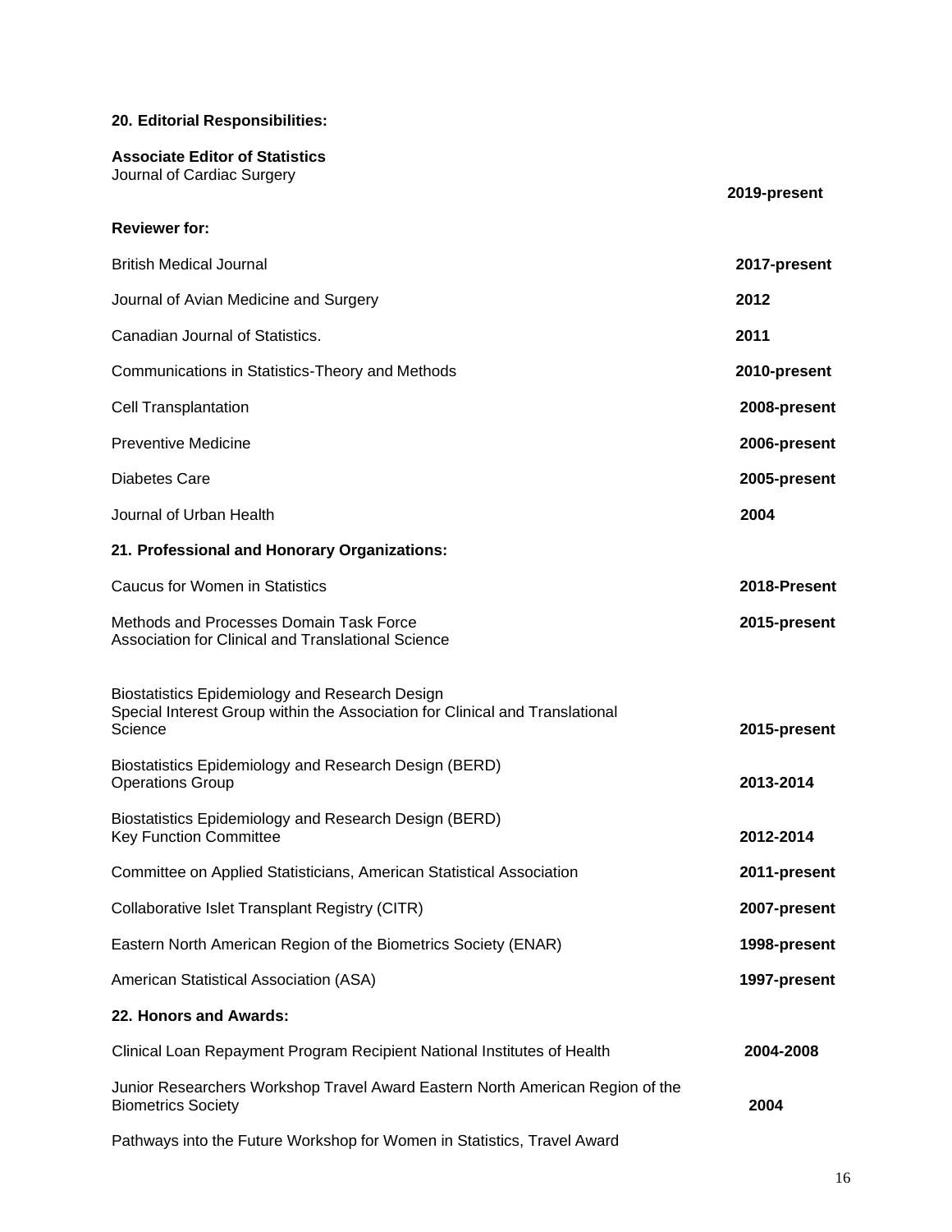**20. Editorial Responsibilities:**

**Associate Editor of Statistics**
Journal of Cardiac Surgery **2019-present**

**Reviewer for:**

British Medical Journal **2017-present**

Journal of Avian Medicine and Surgery **2012**

Canadian Journal of Statistics. **2011**

Communications in Statistics-Theory and Methods **2010-present**

Cell Transplantation **2008-present**

Preventive Medicine **2006-present**

Diabetes Care **2005-present**

Journal of Urban Health **2004**

**21. Professional and Honorary Organizations:**

Caucus for Women in Statistics **2018-Present**

Methods and Processes Domain Task Force
Association for Clinical and Translational Science **2015-present**

Biostatistics Epidemiology and Research Design
Special Interest Group within the Association for Clinical and Translational Science **2015-present**

Biostatistics Epidemiology and Research Design (BERD)
Operations Group **2013-2014**

Biostatistics Epidemiology and Research Design (BERD)
Key Function Committee **2012-2014**

Committee on Applied Statisticians, American Statistical Association **2011-present**

Collaborative Islet Transplant Registry (CITR) **2007-present**

Eastern North American Region of the Biometrics Society (ENAR) **1998-present**

American Statistical Association (ASA) **1997-present**

**22. Honors and Awards:**

Clinical Loan Repayment Program Recipient National Institutes of Health **2004-2008**

Junior Researchers Workshop Travel Award Eastern North American Region of the Biometrics Society **2004**

Pathways into the Future Workshop for Women in Statistics, Travel Award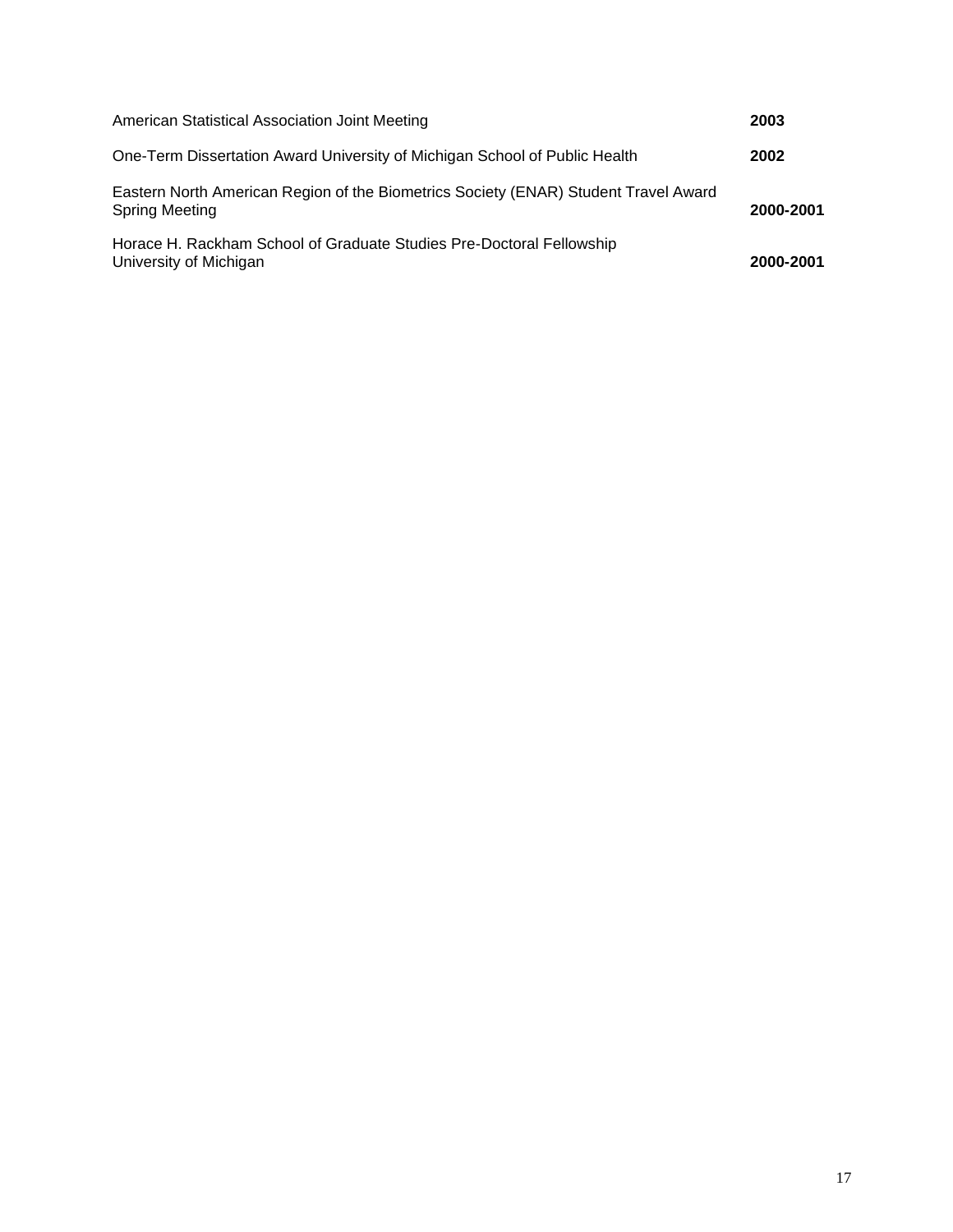American Statistical Association Joint Meeting **2003**

One-Term Dissertation Award University of Michigan School of Public Health **2002**

Eastern North American Region of the Biometrics Society (ENAR) Student Travel Award Spring Meeting **2000-2001**

Horace H. Rackham School of Graduate Studies Pre-Doctoral Fellowship University of Michigan **2000-2001**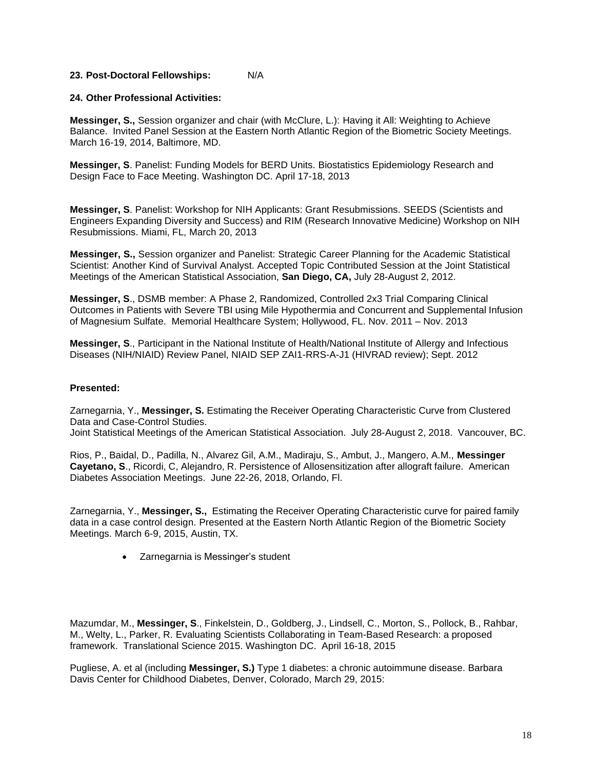**23. Post-Doctoral Fellowships:** N/A

**24. Other Professional Activities:**

**Messinger, S.,** Session organizer and chair (with McClure, L.): Having it All: Weighting to Achieve Balance. Invited Panel Session at the Eastern North Atlantic Region of the Biometric Society Meetings. March 16-19, 2014, Baltimore, MD.

**Messinger, S**. Panelist: Funding Models for BERD Units. Biostatistics Epidemiology Research and Design Face to Face Meeting. Washington DC. April 17-18, 2013

**Messinger, S**. Panelist: Workshop for NIH Applicants: Grant Resubmissions. SEEDS (Scientists and Engineers Expanding Diversity and Success) and RIM (Research Innovative Medicine) Workshop on NIH Resubmissions. Miami, FL, March 20, 2013

**Messinger, S.,** Session organizer and Panelist: Strategic Career Planning for the Academic Statistical Scientist: Another Kind of Survival Analyst. Accepted Topic Contributed Session at the Joint Statistical Meetings of the American Statistical Association, **San Diego, CA,** July 28-August 2, 2012.

**Messinger, S**., DSMB member: A Phase 2, Randomized, Controlled 2x3 Trial Comparing Clinical Outcomes in Patients with Severe TBI using Mile Hypothermia and Concurrent and Supplemental Infusion of Magnesium Sulfate. Memorial Healthcare System; Hollywood, FL. Nov. 2011 – Nov. 2013

**Messinger, S**., Participant in the National Institute of Health/National Institute of Allergy and Infectious Diseases (NIH/NIAID) Review Panel, NIAID SEP ZAI1-RRS-A-J1 (HIVRAD review); Sept. 2012

**Presented:**

Zarnegarnia, Y., **Messinger, S.** Estimating the Receiver Operating Characteristic Curve from Clustered Data and Case-Control Studies.
Joint Statistical Meetings of the American Statistical Association. July 28-August 2, 2018. Vancouver, BC.

Rios, P., Baidal, D., Padilla, N., Alvarez Gil, A.M., Madiraju, S., Ambut, J., Mangero, A.M., **Messinger Cayetano, S**., Ricordi, C, Alejandro, R. Persistence of Allosensitization after allograft failure. American Diabetes Association Meetings. June 22-26, 2018, Orlando, Fl.

Zarnegarnia, Y., **Messinger, S.,** Estimating the Receiver Operating Characteristic curve for paired family data in a case control design. Presented at the Eastern North Atlantic Region of the Biometric Society Meetings. March 6-9, 2015, Austin, TX.

- Zarnegarnia is Messinger's student

Mazumdar, M., **Messinger, S**., Finkelstein, D., Goldberg, J., Lindsell, C., Morton, S., Pollock, B., Rahbar, M., Welty, L., Parker, R. Evaluating Scientists Collaborating in Team-Based Research: a proposed framework. Translational Science 2015. Washington DC. April 16-18, 2015

Pugliese, A. et al (including **Messinger, S.)** Type 1 diabetes: a chronic autoimmune disease. Barbara Davis Center for Childhood Diabetes, Denver, Colorado, March 29, 2015: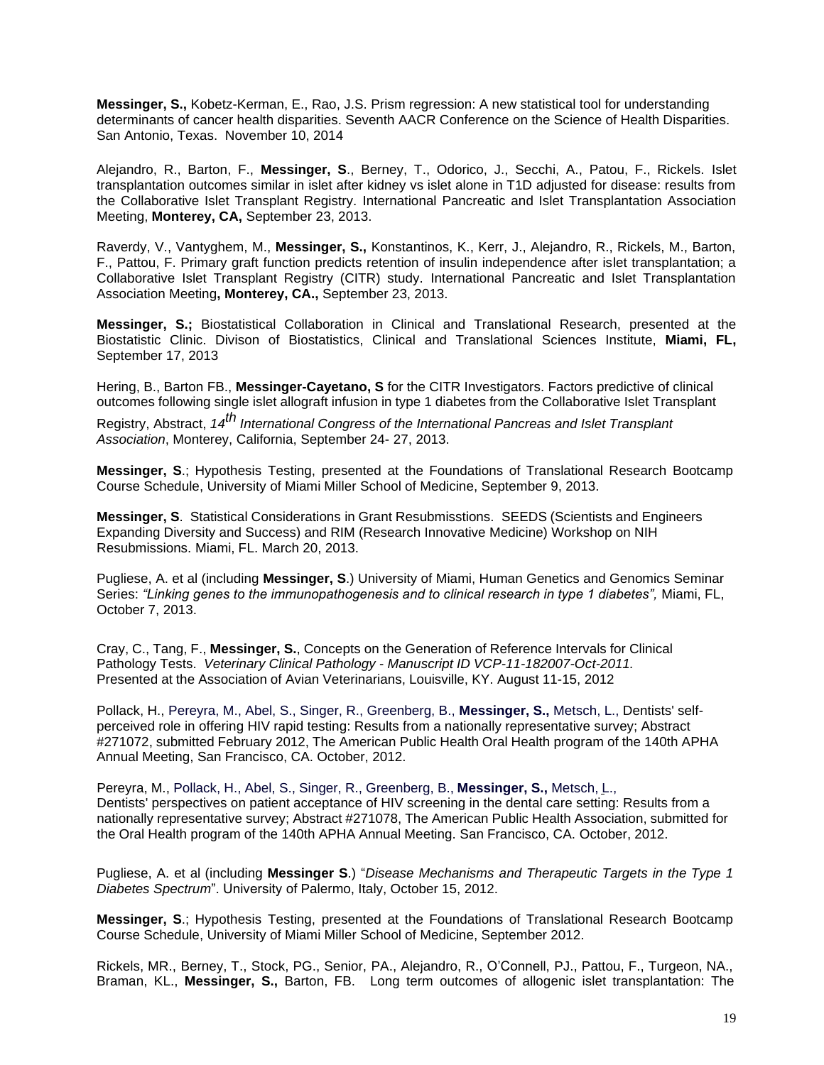**Messinger, S.,** Kobetz-Kerman, E., Rao, J.S. Prism regression: A new statistical tool for understanding determinants of cancer health disparities. Seventh AACR Conference on the Science of Health Disparities. San Antonio, Texas. November 10, 2014

Alejandro, R., Barton, F., **Messinger, S**., Berney, T., Odorico, J., Secchi, A., Patou, F., Rickels. Islet transplantation outcomes similar in islet after kidney vs islet alone in T1D adjusted for disease: results from the Collaborative Islet Transplant Registry. International Pancreatic and Islet Transplantation Association Meeting, **Monterey, CA,** September 23, 2013.

Raverdy, V., Vantyghem, M., **Messinger, S.,** Konstantinos, K., Kerr, J., Alejandro, R., Rickels, M., Barton, F., Pattou, F. Primary graft function predicts retention of insulin independence after islet transplantation; a Collaborative Islet Transplant Registry (CITR) study. International Pancreatic and Islet Transplantation Association Meeting**, Monterey, CA.,** September 23, 2013.

**Messinger, S.;** Biostatistical Collaboration in Clinical and Translational Research, presented at the Biostatistic Clinic. Divison of Biostatistics, Clinical and Translational Sciences Institute, **Miami, FL,** September 17, 2013

Hering, B., Barton FB., **Messinger-Cayetano, S** for the CITR Investigators. Factors predictive of clinical outcomes following single islet allograft infusion in type 1 diabetes from the Collaborative Islet Transplant Registry, Abstract, *14th International Congress of the International Pancreas and Islet Transplant Association*, Monterey, California, September 24- 27, 2013.

**Messinger, S**.; Hypothesis Testing, presented at the Foundations of Translational Research Bootcamp Course Schedule, University of Miami Miller School of Medicine, September 9, 2013.

**Messinger, S**. Statistical Considerations in Grant Resubmisstions. SEEDS (Scientists and Engineers Expanding Diversity and Success) and RIM (Research Innovative Medicine) Workshop on NIH Resubmissions. Miami, FL. March 20, 2013.

Pugliese, A. et al (including **Messinger, S**.) University of Miami, Human Genetics and Genomics Seminar Series: *"Linking genes to the immunopathogenesis and to clinical research in type 1 diabetes",* Miami, FL, October 7, 2013.

Cray, C., Tang, F., **Messinger, S.**, Concepts on the Generation of Reference Intervals for Clinical Pathology Tests. *Veterinary Clinical Pathology - Manuscript ID VCP-11-182007-Oct-2011.* Presented at the Association of Avian Veterinarians, Louisville, KY. August 11-15, 2012

Pollack, H., Pereyra, M., Abel, S., Singer, R., Greenberg, B., **Messinger, S.,** Metsch, L., Dentists' self-perceived role in offering HIV rapid testing: Results from a nationally representative survey; Abstract #271072, submitted February 2012, The American Public Health Oral Health program of the 140th APHA Annual Meeting, San Francisco, CA. October, 2012.

Pereyra, M., Pollack, H., Abel, S., Singer, R., Greenberg, B., **Messinger, S.,** Metsch, L., Dentists' perspectives on patient acceptance of HIV screening in the dental care setting: Results from a nationally representative survey; Abstract #271078, The American Public Health Association, submitted for the Oral Health program of the 140th APHA Annual Meeting. San Francisco, CA. October, 2012.

Pugliese, A. et al (including **Messinger S**.) "*Disease Mechanisms and Therapeutic Targets in the Type 1 Diabetes Spectrum*". University of Palermo, Italy, October 15, 2012.

**Messinger, S**.; Hypothesis Testing, presented at the Foundations of Translational Research Bootcamp Course Schedule, University of Miami Miller School of Medicine, September 2012.

Rickels, MR., Berney, T., Stock, PG., Senior, PA., Alejandro, R., O'Connell, PJ., Pattou, F., Turgeon, NA., Braman, KL., **Messinger, S.,** Barton, FB. Long term outcomes of allogenic islet transplantation: The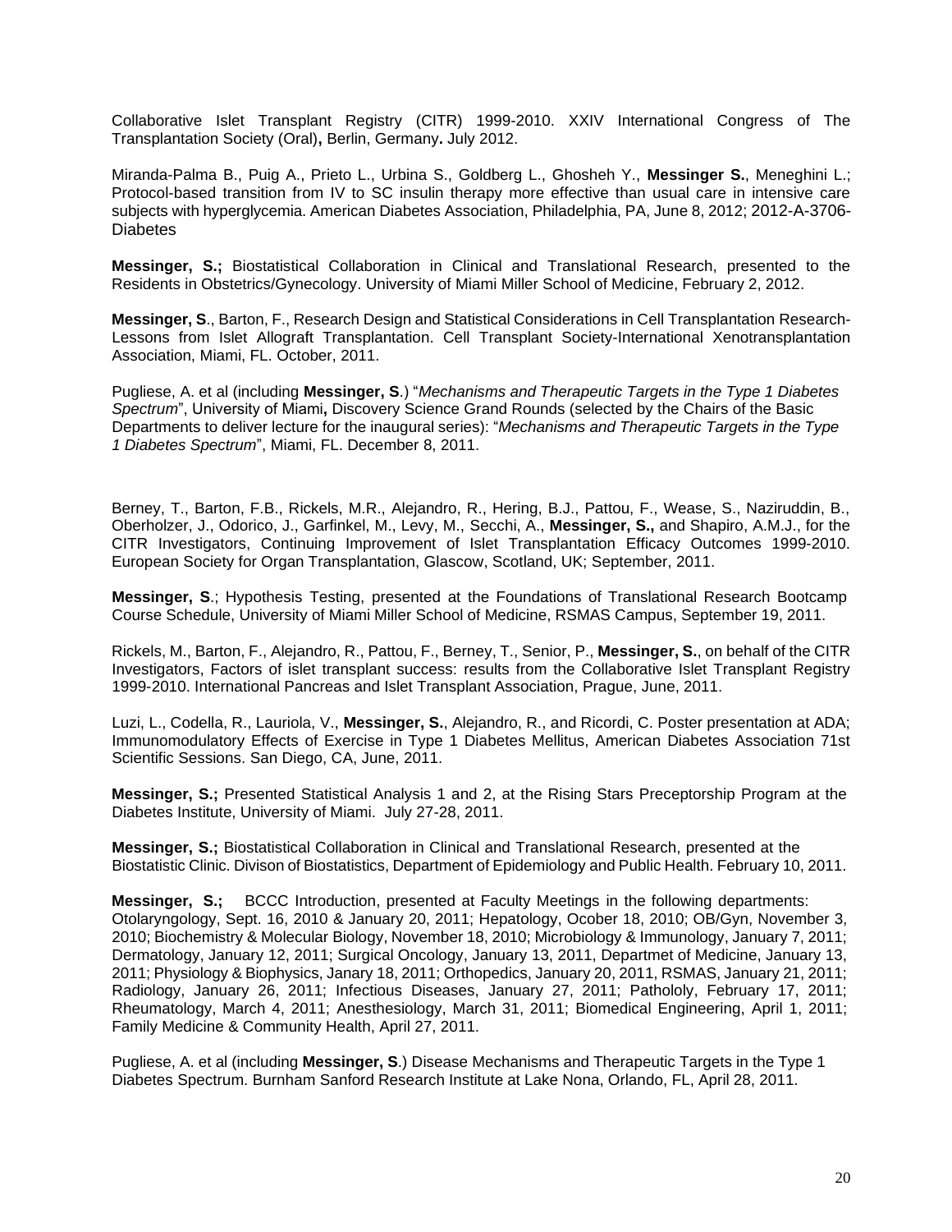Collaborative Islet Transplant Registry (CITR) 1999-2010. XXIV International Congress of The Transplantation Society (Oral)**,** Berlin, Germany**.** July 2012.

Miranda-Palma B., Puig A., Prieto L., Urbina S., Goldberg L., Ghosheh Y., **Messinger S.**, Meneghini L.; Protocol-based transition from IV to SC insulin therapy more effective than usual care in intensive care subjects with hyperglycemia. American Diabetes Association, Philadelphia, PA, June 8, 2012; 2012-A-3706-Diabetes

**Messinger, S.;** Biostatistical Collaboration in Clinical and Translational Research, presented to the Residents in Obstetrics/Gynecology. University of Miami Miller School of Medicine, February 2, 2012.

**Messinger, S**., Barton, F., Research Design and Statistical Considerations in Cell Transplantation Research-Lessons from Islet Allograft Transplantation. Cell Transplant Society-International Xenotransplantation Association, Miami, FL. October, 2011.

Pugliese, A. et al (including **Messinger, S**.) "*Mechanisms and Therapeutic Targets in the Type 1 Diabetes Spectrum*", University of Miami**,** Discovery Science Grand Rounds (selected by the Chairs of the Basic Departments to deliver lecture for the inaugural series): "*Mechanisms and Therapeutic Targets in the Type 1 Diabetes Spectrum*", Miami, FL. December 8, 2011.

Berney, T., Barton, F.B., Rickels, M.R., Alejandro, R., Hering, B.J., Pattou, F., Wease, S., Naziruddin, B., Oberholzer, J., Odorico, J., Garfinkel, M., Levy, M., Secchi, A., **Messinger, S.,** and Shapiro, A.M.J., for the CITR Investigators, Continuing Improvement of Islet Transplantation Efficacy Outcomes 1999-2010. European Society for Organ Transplantation, Glascow, Scotland, UK; September, 2011.

**Messinger, S**.; Hypothesis Testing, presented at the Foundations of Translational Research Bootcamp Course Schedule, University of Miami Miller School of Medicine, RSMAS Campus, September 19, 2011.

Rickels, M., Barton, F., Alejandro, R., Pattou, F., Berney, T., Senior, P., **Messinger, S.**, on behalf of the CITR Investigators, Factors of islet transplant success: results from the Collaborative Islet Transplant Registry 1999-2010. International Pancreas and Islet Transplant Association, Prague, June, 2011.

Luzi, L., Codella, R., Lauriola, V., **Messinger, S.**, Alejandro, R., and Ricordi, C. Poster presentation at ADA; Immunomodulatory Effects of Exercise in Type 1 Diabetes Mellitus, American Diabetes Association 71st Scientific Sessions. San Diego, CA, June, 2011.

**Messinger, S.;** Presented Statistical Analysis 1 and 2, at the Rising Stars Preceptorship Program at the Diabetes Institute, University of Miami. July 27-28, 2011.

**Messinger, S.;** Biostatistical Collaboration in Clinical and Translational Research, presented at the Biostatistic Clinic. Divison of Biostatistics, Department of Epidemiology and Public Health. February 10, 2011.

**Messinger, S.;** BCCC Introduction, presented at Faculty Meetings in the following departments: Otolaryngology, Sept. 16, 2010 & January 20, 2011; Hepatology, Ocober 18, 2010; OB/Gyn, November 3, 2010; Biochemistry & Molecular Biology, November 18, 2010; Microbiology & Immunology, January 7, 2011; Dermatology, January 12, 2011; Surgical Oncology, January 13, 2011, Departmet of Medicine, January 13, 2011; Physiology & Biophysics, Janary 18, 2011; Orthopedics, January 20, 2011, RSMAS, January 21, 2011; Radiology, January 26, 2011; Infectious Diseases, January 27, 2011; Pathololy, February 17, 2011; Rheumatology, March 4, 2011; Anesthesiology, March 31, 2011; Biomedical Engineering, April 1, 2011; Family Medicine & Community Health, April 27, 2011.

Pugliese, A. et al (including **Messinger, S**.) Disease Mechanisms and Therapeutic Targets in the Type 1 Diabetes Spectrum. Burnham Sanford Research Institute at Lake Nona, Orlando, FL, April 28, 2011.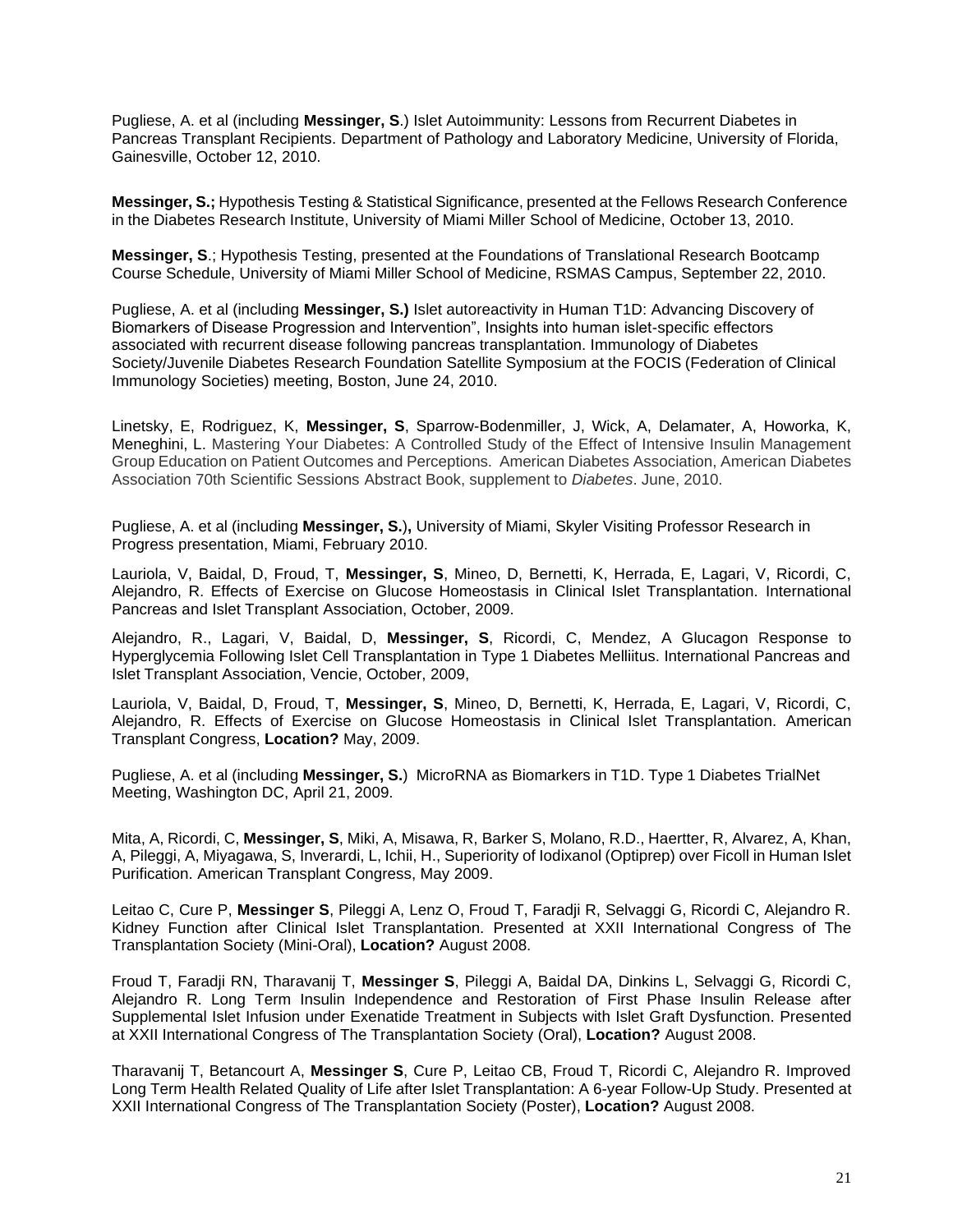Pugliese, A. et al (including **Messinger, S**.) Islet Autoimmunity: Lessons from Recurrent Diabetes in Pancreas Transplant Recipients. Department of Pathology and Laboratory Medicine, University of Florida, Gainesville, October 12, 2010.

**Messinger, S.;** Hypothesis Testing & Statistical Significance, presented at the Fellows Research Conference in the Diabetes Research Institute, University of Miami Miller School of Medicine, October 13, 2010.

**Messinger, S**.; Hypothesis Testing, presented at the Foundations of Translational Research Bootcamp Course Schedule, University of Miami Miller School of Medicine, RSMAS Campus, September 22, 2010.

Pugliese, A. et al (including **Messinger, S.)** Islet autoreactivity in Human T1D: Advancing Discovery of Biomarkers of Disease Progression and Intervention", Insights into human islet-specific effectors associated with recurrent disease following pancreas transplantation. Immunology of Diabetes Society/Juvenile Diabetes Research Foundation Satellite Symposium at the FOCIS (Federation of Clinical Immunology Societies) meeting, Boston, June 24, 2010.

Linetsky, E, Rodriguez, K, **Messinger, S**, Sparrow-Bodenmiller, J, Wick, A, Delamater, A, Howorka, K, Meneghini, L. Mastering Your Diabetes: A Controlled Study of the Effect of Intensive Insulin Management Group Education on Patient Outcomes and Perceptions. American Diabetes Association, American Diabetes Association 70th Scientific Sessions Abstract Book, supplement to *Diabetes*. June, 2010.

Pugliese, A. et al (including **Messinger, S.**)**,** University of Miami, Skyler Visiting Professor Research in Progress presentation, Miami, February 2010.

Lauriola, V, Baidal, D, Froud, T, **Messinger, S**, Mineo, D, Bernetti, K, Herrada, E, Lagari, V, Ricordi, C, Alejandro, R. Effects of Exercise on Glucose Homeostasis in Clinical Islet Transplantation. International Pancreas and Islet Transplant Association, October, 2009.

Alejandro, R., Lagari, V, Baidal, D, **Messinger, S**, Ricordi, C, Mendez, A Glucagon Response to Hyperglycemia Following Islet Cell Transplantation in Type 1 Diabetes Melliitus. International Pancreas and Islet Transplant Association, Vencie, October, 2009,

Lauriola, V, Baidal, D, Froud, T, **Messinger, S**, Mineo, D, Bernetti, K, Herrada, E, Lagari, V, Ricordi, C, Alejandro, R. Effects of Exercise on Glucose Homeostasis in Clinical Islet Transplantation. American Transplant Congress, **Location?** May, 2009.

Pugliese, A. et al (including **Messinger, S.**) MicroRNA as Biomarkers in T1D. Type 1 Diabetes TrialNet Meeting, Washington DC, April 21, 2009.

Mita, A, Ricordi, C, **Messinger, S**, Miki, A, Misawa, R, Barker S, Molano, R.D., Haertter, R, Alvarez, A, Khan, A, Pileggi, A, Miyagawa, S, Inverardi, L, Ichii, H., Superiority of Iodixanol (Optiprep) over Ficoll in Human Islet Purification. American Transplant Congress, May 2009.

Leitao C, Cure P, **Messinger S**, Pileggi A, Lenz O, Froud T, Faradji R, Selvaggi G, Ricordi C, Alejandro R. Kidney Function after Clinical Islet Transplantation. Presented at XXII International Congress of The Transplantation Society (Mini-Oral), **Location?** August 2008.

Froud T, Faradji RN, Tharavanij T, **Messinger S**, Pileggi A, Baidal DA, Dinkins L, Selvaggi G, Ricordi C, Alejandro R. Long Term Insulin Independence and Restoration of First Phase Insulin Release after Supplemental Islet Infusion under Exenatide Treatment in Subjects with Islet Graft Dysfunction. Presented at XXII International Congress of The Transplantation Society (Oral), **Location?** August 2008.

Tharavanij T, Betancourt A, **Messinger S**, Cure P, Leitao CB, Froud T, Ricordi C, Alejandro R. Improved Long Term Health Related Quality of Life after Islet Transplantation: A 6-year Follow-Up Study. Presented at XXII International Congress of The Transplantation Society (Poster), **Location?** August 2008.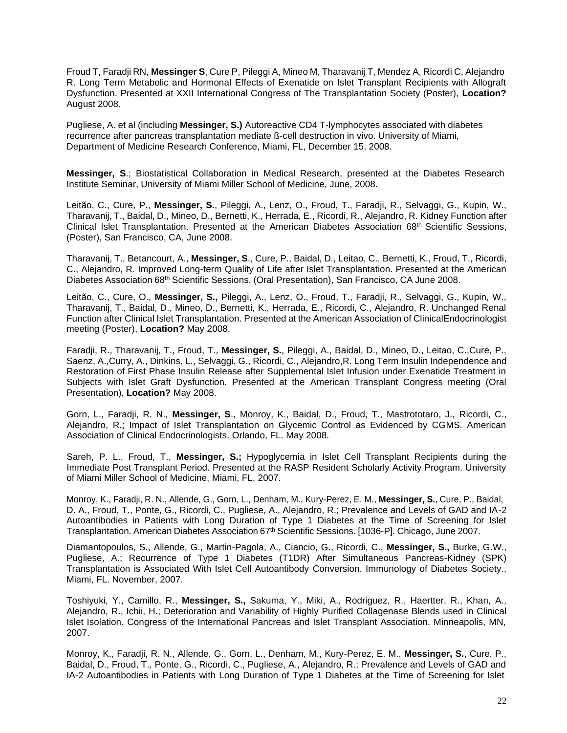Froud T, Faradji RN, **Messinger S**, Cure P, Pileggi A, Mineo M, Tharavanij T, Mendez A, Ricordi C, Alejandro R. Long Term Metabolic and Hormonal Effects of Exenatide on Islet Transplant Recipients with Allograft Dysfunction. Presented at XXII International Congress of The Transplantation Society (Poster), **Location?** August 2008.

Pugliese, A. et al (including **Messinger, S.)** Autoreactive CD4 T-lymphocytes associated with diabetes recurrence after pancreas transplantation mediate ß-cell destruction in vivo. University of Miami, Department of Medicine Research Conference, Miami, FL, December 15, 2008.

**Messinger, S**.; Biostatistical Collaboration in Medical Research, presented at the Diabetes Research Institute Seminar, University of Miami Miller School of Medicine, June, 2008.

Leitão, C., Cure, P., **Messinger, S.**, Pileggi, A., Lenz, O., Froud, T., Faradji, R., Selvaggi, G., Kupin, W., Tharavanij, T., Baidal, D., Mineo, D., Bernetti, K., Herrada, E., Ricordi, R., Alejandro, R. Kidney Function after Clinical Islet Transplantation. Presented at the American Diabetes Association 68th Scientific Sessions, (Poster), San Francisco, CA, June 2008.

Tharavanij, T., Betancourt, A., **Messinger, S**., Cure, P., Baidal, D., Leitao, C., Bernetti, K., Froud, T., Ricordi, C., Alejandro, R. Improved Long-term Quality of Life after Islet Transplantation. Presented at the American Diabetes Association 68th Scientific Sessions, (Oral Presentation), San Francisco, CA June 2008.

Leitão, C., Cure, O., **Messinger, S.,** Pileggi, A., Lenz, O., Froud, T., Faradji, R., Selvaggi, G., Kupin, W., Tharavanij, T., Baidal, D., Mineo, D., Bernetti, K., Herrada, E., Ricordi, C., Alejandro, R. Unchanged Renal Function after Clinical Islet Transplantation. Presented at the American Association of ClinicalEndocrinologist meeting (Poster), **Location?** May 2008.

Faradji, R., Tharavanij, T., Froud, T., **Messinger, S.**, Pileggi, A., Baidal, D., Mineo, D., Leitao, C.,Cure, P., Saenz, A.,Curry, A., Dinkins, L., Selvaggi, G., Ricordi, C., Alejandro,R. Long Term Insulin Independence and Restoration of First Phase Insulin Release after Supplemental Islet Infusion under Exenatide Treatment in Subjects with Islet Graft Dysfunction. Presented at the American Transplant Congress meeting (Oral Presentation), **Location?** May 2008.

Gorn, L., Faradji, R. N., **Messinger, S**., Monroy, K., Baidal, D., Froud, T., Mastrototaro, J., Ricordi, C., Alejandro, R.; Impact of Islet Transplantation on Glycemic Control as Evidenced by CGMS. American Association of Clinical Endocrinologists. Orlando, FL. May 2008.

Sareh, P. L., Froud, T., **Messinger, S.;** Hypoglycemia in Islet Cell Transplant Recipients during the Immediate Post Transplant Period. Presented at the RASP Resident Scholarly Activity Program. University of Miami Miller School of Medicine, Miami, FL. 2007.

Monroy, K., Faradji, R. N., Allende, G., Gorn, L., Denham, M., Kury-Perez, E. M., **Messinger, S.**, Cure, P., Baidal, D. A., Froud, T., Ponte, G., Ricordi, C., Pugliese, A., Alejandro, R.; Prevalence and Levels of GAD and IA-2 Autoantibodies in Patients with Long Duration of Type 1 Diabetes at the Time of Screening for Islet Transplantation. American Diabetes Association 67th Scientific Sessions. [1036-P]. Chicago, June 2007.

Diamantopoulos, S., Allende, G., Martin-Pagola, A., Ciancio, G., Ricordi, C., **Messinger, S.,** Burke, G.W., Pugliese, A.; Recurrence of Type 1 Diabetes (T1DR) After Simultaneous Pancreas-Kidney (SPK) Transplantation is Associated With Islet Cell Autoantibody Conversion. Immunology of Diabetes Society., Miami, FL. November, 2007.

Toshiyuki, Y., Camillo, R., **Messinger, S.,** Sakuma, Y., Miki, A., Rodriguez, R., Haertter, R., Khan, A., Alejandro, R., Ichii, H.; Deterioration and Variability of Highly Purified Collagenase Blends used in Clinical Islet Isolation. Congress of the International Pancreas and Islet Transplant Association. Minneapolis, MN, 2007.

Monroy, K., Faradji, R. N., Allende, G., Gorn, L., Denham, M., Kury-Perez, E. M., **Messinger, S.**, Cure, P., Baidal, D., Froud, T., Ponte, G., Ricordi, C., Pugliese, A., Alejandro, R.; Prevalence and Levels of GAD and IA-2 Autoantibodies in Patients with Long Duration of Type 1 Diabetes at the Time of Screening for Islet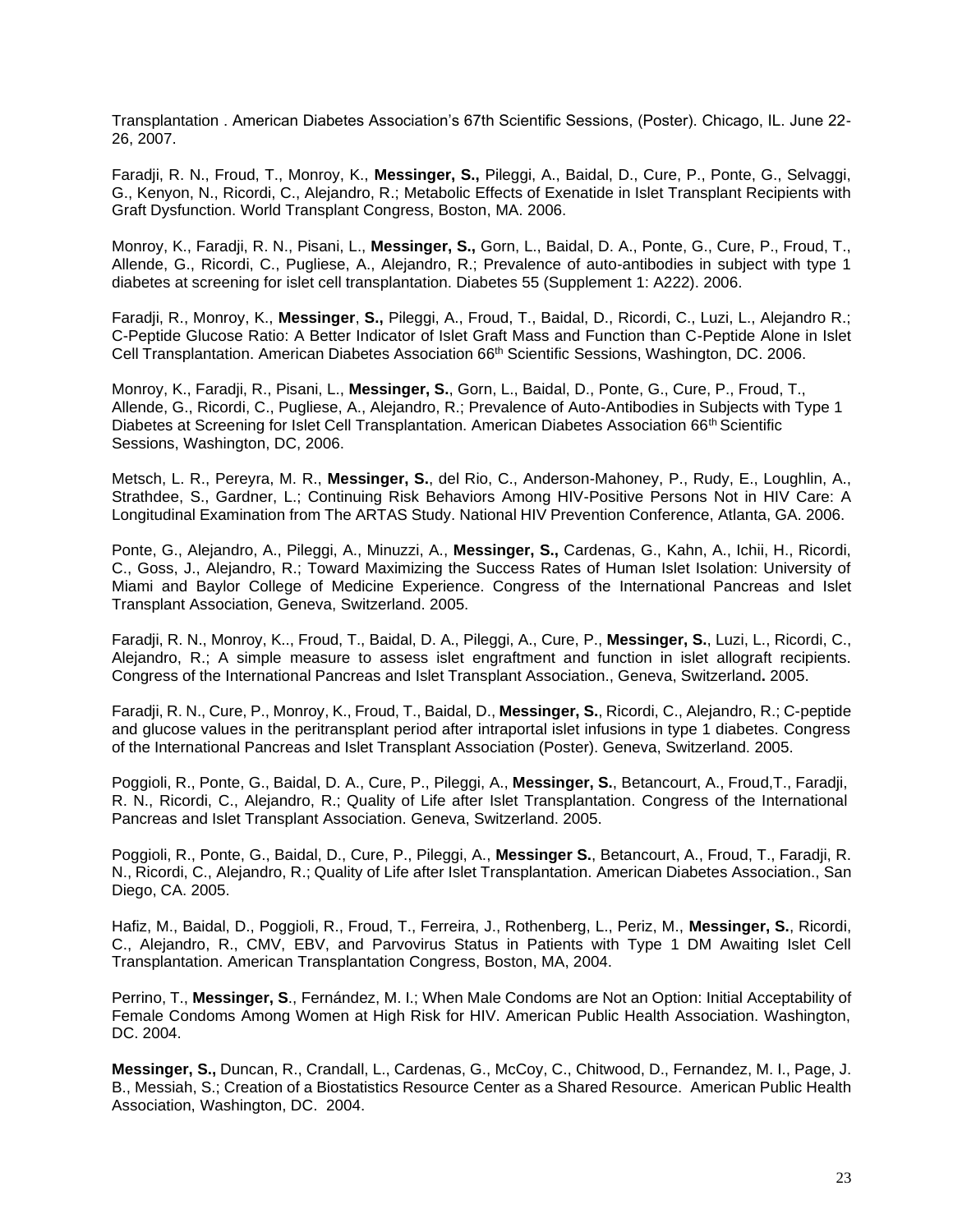Transplantation . American Diabetes Association's 67th Scientific Sessions, (Poster). Chicago, IL. June 22-26, 2007.

Faradji, R. N., Froud, T., Monroy, K., **Messinger, S.,** Pileggi, A., Baidal, D., Cure, P., Ponte, G., Selvaggi, G., Kenyon, N., Ricordi, C., Alejandro, R.; Metabolic Effects of Exenatide in Islet Transplant Recipients with Graft Dysfunction. World Transplant Congress, Boston, MA. 2006.

Monroy, K., Faradji, R. N., Pisani, L., **Messinger, S.,** Gorn, L., Baidal, D. A., Ponte, G., Cure, P., Froud, T., Allende, G., Ricordi, C., Pugliese, A., Alejandro, R.; Prevalence of auto-antibodies in subject with type 1 diabetes at screening for islet cell transplantation. Diabetes 55 (Supplement 1: A222). 2006.

Faradji, R., Monroy, K., **Messinger**, **S.,** Pileggi, A., Froud, T., Baidal, D., Ricordi, C., Luzi, L., Alejandro R.; C-Peptide Glucose Ratio: A Better Indicator of Islet Graft Mass and Function than C-Peptide Alone in Islet Cell Transplantation. American Diabetes Association 66th Scientific Sessions, Washington, DC. 2006.

Monroy, K., Faradji, R., Pisani, L., **Messinger, S.**, Gorn, L., Baidal, D., Ponte, G., Cure, P., Froud, T., Allende, G., Ricordi, C., Pugliese, A., Alejandro, R.; Prevalence of Auto-Antibodies in Subjects with Type 1 Diabetes at Screening for Islet Cell Transplantation. American Diabetes Association 66th Scientific Sessions, Washington, DC, 2006.

Metsch, L. R., Pereyra, M. R., **Messinger, S.**, del Rio, C., Anderson-Mahoney, P., Rudy, E., Loughlin, A., Strathdee, S., Gardner, L.; Continuing Risk Behaviors Among HIV-Positive Persons Not in HIV Care: A Longitudinal Examination from The ARTAS Study. National HIV Prevention Conference, Atlanta, GA. 2006.

Ponte, G., Alejandro, A., Pileggi, A., Minuzzi, A., **Messinger, S.,** Cardenas, G., Kahn, A., Ichii, H., Ricordi, C., Goss, J., Alejandro, R.; Toward Maximizing the Success Rates of Human Islet Isolation: University of Miami and Baylor College of Medicine Experience. Congress of the International Pancreas and Islet Transplant Association, Geneva, Switzerland. 2005.

Faradji, R. N., Monroy, K.., Froud, T., Baidal, D. A., Pileggi, A., Cure, P., **Messinger, S.**, Luzi, L., Ricordi, C., Alejandro, R.; A simple measure to assess islet engraftment and function in islet allograft recipients. Congress of the International Pancreas and Islet Transplant Association., Geneva, Switzerland**.** 2005.

Faradji, R. N., Cure, P., Monroy, K., Froud, T., Baidal, D., **Messinger, S.**, Ricordi, C., Alejandro, R.; C-peptide and glucose values in the peritransplant period after intraportal islet infusions in type 1 diabetes. Congress of the International Pancreas and Islet Transplant Association (Poster). Geneva, Switzerland. 2005.

Poggioli, R., Ponte, G., Baidal, D. A., Cure, P., Pileggi, A., **Messinger, S.**, Betancourt, A., Froud,T., Faradji, R. N., Ricordi, C., Alejandro, R.; Quality of Life after Islet Transplantation. Congress of the International Pancreas and Islet Transplant Association. Geneva, Switzerland. 2005.

Poggioli, R., Ponte, G., Baidal, D., Cure, P., Pileggi, A., **Messinger S.**, Betancourt, A., Froud, T., Faradji, R. N., Ricordi, C., Alejandro, R.; Quality of Life after Islet Transplantation. American Diabetes Association., San Diego, CA. 2005.

Hafiz, M., Baidal, D., Poggioli, R., Froud, T., Ferreira, J., Rothenberg, L., Periz, M., **Messinger, S.**, Ricordi, C., Alejandro, R., CMV, EBV, and Parvovirus Status in Patients with Type 1 DM Awaiting Islet Cell Transplantation. American Transplantation Congress, Boston, MA, 2004.

Perrino, T., **Messinger, S**., Fernández, M. I.; When Male Condoms are Not an Option: Initial Acceptability of Female Condoms Among Women at High Risk for HIV. American Public Health Association. Washington, DC. 2004.

**Messinger, S.,** Duncan, R., Crandall, L., Cardenas, G., McCoy, C., Chitwood, D., Fernandez, M. I., Page, J. B., Messiah, S.; Creation of a Biostatistics Resource Center as a Shared Resource. American Public Health Association, Washington, DC. 2004.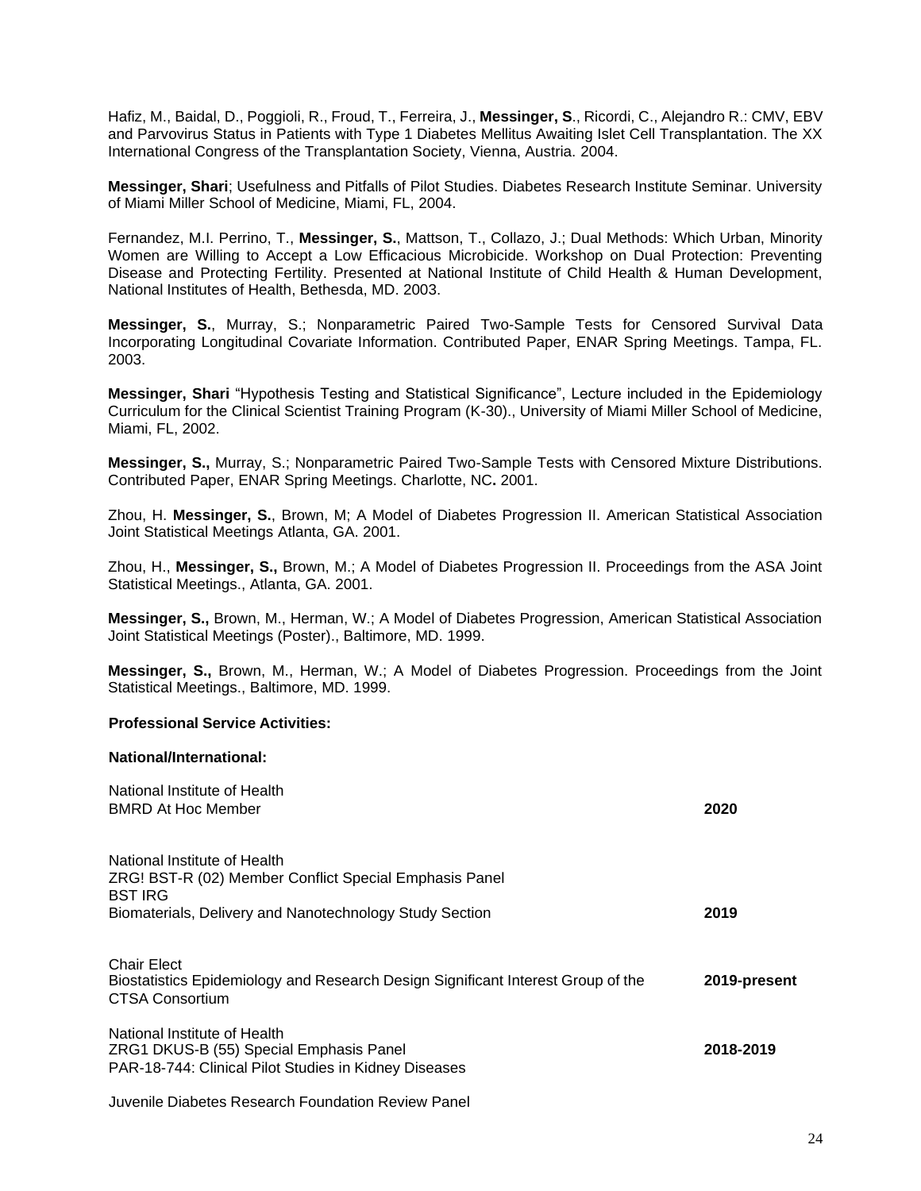Hafiz, M., Baidal, D., Poggioli, R., Froud, T., Ferreira, J., **Messinger, S**., Ricordi, C., Alejandro R.: CMV, EBV and Parvovirus Status in Patients with Type 1 Diabetes Mellitus Awaiting Islet Cell Transplantation. The XX International Congress of the Transplantation Society, Vienna, Austria. 2004.

**Messinger, Shari**; Usefulness and Pitfalls of Pilot Studies. Diabetes Research Institute Seminar. University of Miami Miller School of Medicine, Miami, FL, 2004.

Fernandez, M.I. Perrino, T., **Messinger, S.**, Mattson, T., Collazo, J.; Dual Methods: Which Urban, Minority Women are Willing to Accept a Low Efficacious Microbicide. Workshop on Dual Protection: Preventing Disease and Protecting Fertility. Presented at National Institute of Child Health & Human Development, National Institutes of Health, Bethesda, MD. 2003.

**Messinger, S.**, Murray, S.; Nonparametric Paired Two-Sample Tests for Censored Survival Data Incorporating Longitudinal Covariate Information. Contributed Paper, ENAR Spring Meetings. Tampa, FL. 2003.

**Messinger, Shari** "Hypothesis Testing and Statistical Significance", Lecture included in the Epidemiology Curriculum for the Clinical Scientist Training Program (K-30)., University of Miami Miller School of Medicine, Miami, FL, 2002.

**Messinger, S.,** Murray, S.; Nonparametric Paired Two-Sample Tests with Censored Mixture Distributions. Contributed Paper, ENAR Spring Meetings. Charlotte, NC**.** 2001.

Zhou, H. **Messinger, S.**, Brown, M; A Model of Diabetes Progression II. American Statistical Association Joint Statistical Meetings Atlanta, GA. 2001.

Zhou, H., **Messinger, S.,** Brown, M.; A Model of Diabetes Progression II. Proceedings from the ASA Joint Statistical Meetings., Atlanta, GA. 2001.

**Messinger, S.,** Brown, M., Herman, W.; A Model of Diabetes Progression, American Statistical Association Joint Statistical Meetings (Poster)., Baltimore, MD. 1999.

**Messinger, S.,** Brown, M., Herman, W.; A Model of Diabetes Progression. Proceedings from the Joint Statistical Meetings., Baltimore, MD. 1999.

**Professional Service Activities:**

**National/International:**

National Institute of Health
BMRD At Hoc Member — **2020**

National Institute of Health
ZRG! BST-R (02) Member Conflict Special Emphasis Panel
BST IRG
Biomaterials, Delivery and Nanotechnology Study Section — **2019**

Chair Elect
Biostatistics Epidemiology and Research Design Significant Interest Group of the CTSA Consortium — **2019-present**

National Institute of Health
ZRG1 DKUS-B (55) Special Emphasis Panel
PAR-18-744: Clinical Pilot Studies in Kidney Diseases — **2018-2019**

Juvenile Diabetes Research Foundation Review Panel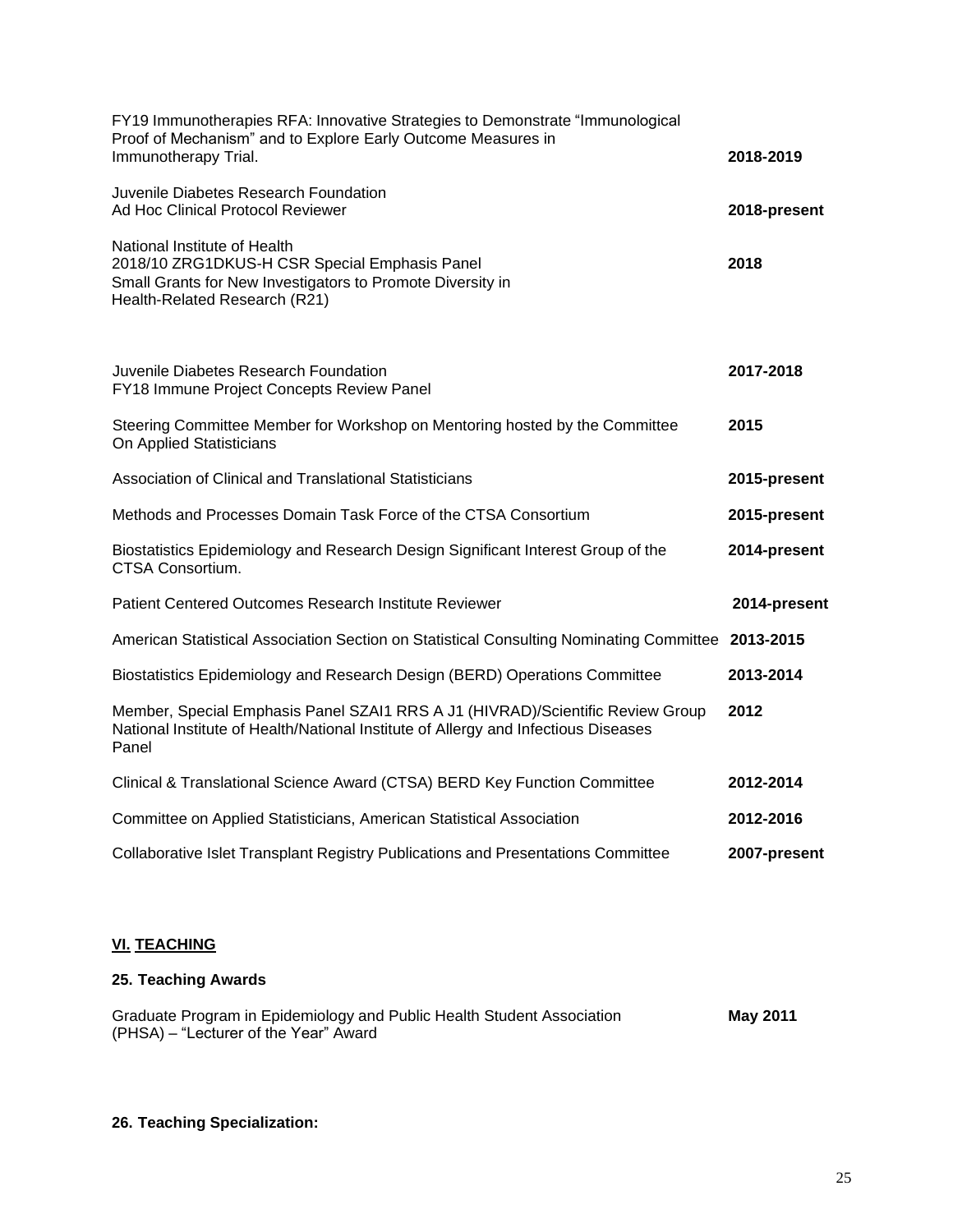| | |
|---|---|
| FY19 Immunotherapies RFA: Innovative Strategies to Demonstrate "Immunological Proof of Mechanism" and to Explore Early Outcome Measures in Immunotherapy Trial. | **2018-2019** |
| Juvenile Diabetes Research Foundation<br>Ad Hoc Clinical Protocol Reviewer | **2018-present** |
| National Institute of Health<br>2018/10 ZRG1DKUS-H CSR Special Emphasis Panel<br>Small Grants for New Investigators to Promote Diversity in Health-Related Research (R21) | **2018** |
| Juvenile Diabetes Research Foundation<br>FY18 Immune Project Concepts Review Panel | **2017-2018** |
| Steering Committee Member for Workshop on Mentoring hosted by the Committee On Applied Statisticians | **2015** |
| Association of Clinical and Translational Statisticians | **2015-present** |
| Methods and Processes Domain Task Force of the CTSA Consortium | **2015-present** |
| Biostatistics Epidemiology and Research Design Significant Interest Group of the CTSA Consortium. | **2014-present** |
| Patient Centered Outcomes Research Institute Reviewer | **2014-present** |
| American Statistical Association Section on Statistical Consulting Nominating Committee | **2013-2015** |
| Biostatistics Epidemiology and Research Design (BERD) Operations Committee | **2013-2014** |
| Member, Special Emphasis Panel SZAI1 RRS A J1 (HIVRAD)/Scientific Review Group National Institute of Health/National Institute of Allergy and Infectious Diseases Panel | **2012** |
| Clinical & Translational Science Award (CTSA) BERD Key Function Committee | **2012-2014** |
| Committee on Applied Statisticians, American Statistical Association | **2012-2016** |
| Collaborative Islet Transplant Registry Publications and Presentations Committee | **2007-present** |

## VI. TEACHING

### 25. Teaching Awards

| | |
|---|---|
| Graduate Program in Epidemiology and Public Health Student Association (PHSA) – "Lecturer of the Year" Award | **May 2011** |

### 26. Teaching Specialization: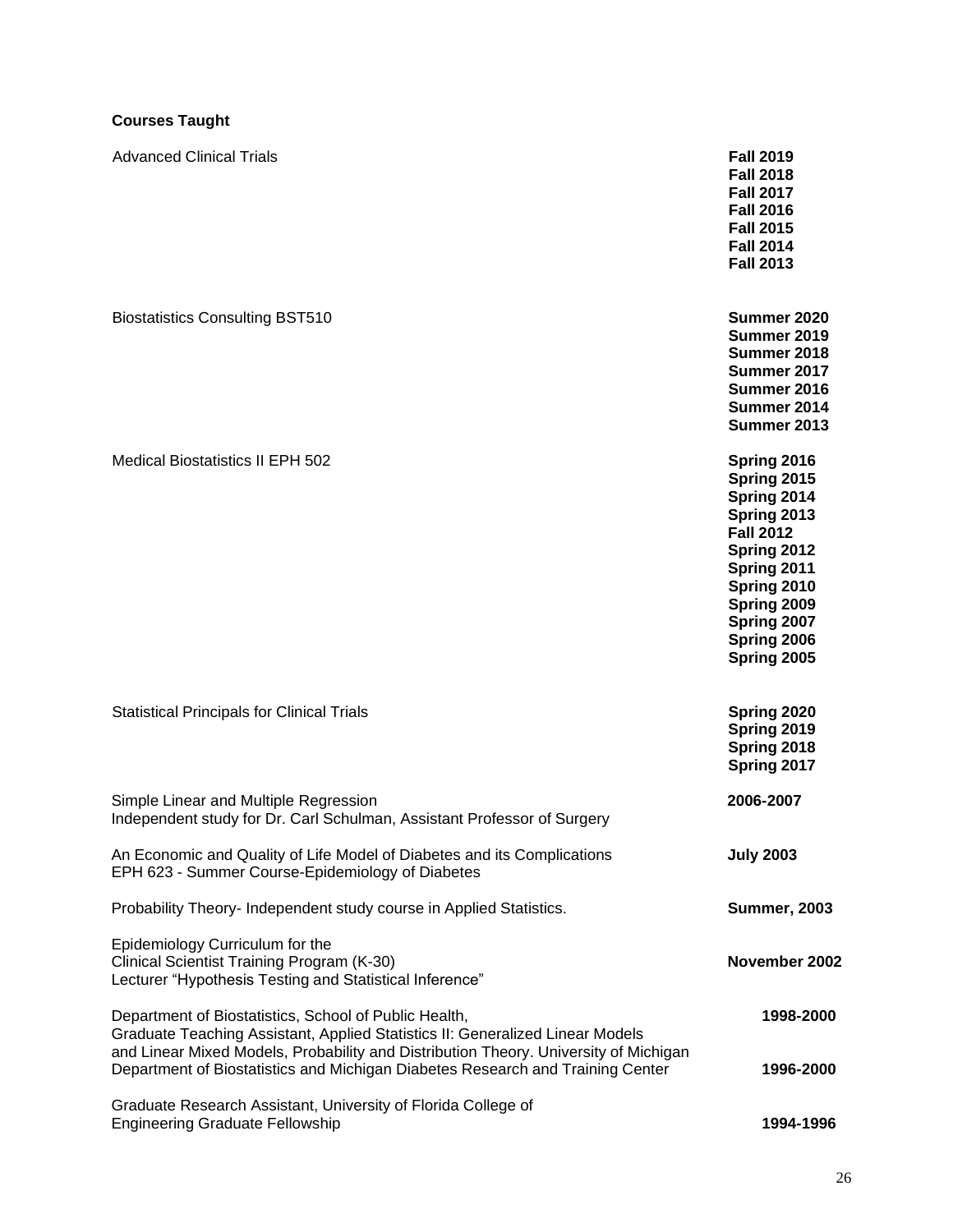**Courses Taught**

| | |
|---|---|
| Advanced Clinical Trials | **Fall 2019**<br>**Fall 2018**<br>**Fall 2017**<br>**Fall 2016**<br>**Fall 2015**<br>**Fall 2014**<br>**Fall 2013** |
| Biostatistics Consulting BST510 | **Summer 2020**<br>**Summer 2019**<br>**Summer 2018**<br>**Summer 2017**<br>**Summer 2016**<br>**Summer 2014**<br>**Summer 2013** |
| Medical Biostatistics II EPH 502 | **Spring 2016**<br>**Spring 2015**<br>**Spring 2014**<br>**Spring 2013**<br>**Fall 2012**<br>**Spring 2012**<br>**Spring 2011**<br>**Spring 2010**<br>**Spring 2009**<br>**Spring 2007**<br>**Spring 2006**<br>**Spring 2005** |
| Statistical Principals for Clinical Trials | **Spring 2020**<br>**Spring 2019**<br>**Spring 2018**<br>**Spring 2017** |
| Simple Linear and Multiple Regression<br>Independent study for Dr. Carl Schulman, Assistant Professor of Surgery | **2006-2007** |
| An Economic and Quality of Life Model of Diabetes and its Complications<br>EPH 623 - Summer Course-Epidemiology of Diabetes | **July 2003** |
| Probability Theory- Independent study course in Applied Statistics. | **Summer, 2003** |
| Epidemiology Curriculum for the<br>Clinical Scientist Training Program (K-30)<br>Lecturer "Hypothesis Testing and Statistical Inference" | **November 2002** |
| Department of Biostatistics, School of Public Health,<br>Graduate Teaching Assistant, Applied Statistics II: Generalized Linear Models and Linear Mixed Models, Probability and Distribution Theory. | **1998-2000** |
| University of Michigan Department of Biostatistics and Michigan Diabetes Research and Training Center | **1996-2000** |
| Graduate Research Assistant, University of Florida College of Engineering Graduate Fellowship | **1994-1996** |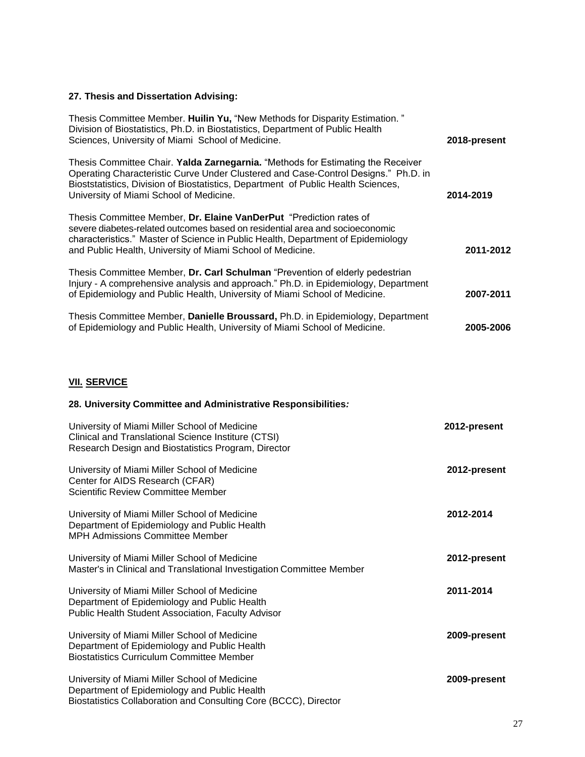### 27. Thesis and Dissertation Advising:

Thesis Committee Member. **Huilin Yu,** "New Methods for Disparity Estimation. " Division of Biostatistics, Ph.D. in Biostatistics, Department of Public Health Sciences, University of Miami School of Medicine. **2018-present**

Thesis Committee Chair. **Yalda Zarnegarnia.** "Methods for Estimating the Receiver Operating Characteristic Curve Under Clustered and Case-Control Designs." Ph.D. in Bioststatistics, Division of Biostatistics, Department of Public Health Sciences, University of Miami School of Medicine. **2014-2019**

Thesis Committee Member, **Dr. Elaine VanDerPut** "Prediction rates of severe diabetes-related outcomes based on residential area and socioeconomic characteristics." Master of Science in Public Health, Department of Epidemiology and Public Health, University of Miami School of Medicine. **2011-2012**

Thesis Committee Member, **Dr. Carl Schulman** "Prevention of elderly pedestrian Injury - A comprehensive analysis and approach." Ph.D. in Epidemiology, Department of Epidemiology and Public Health, University of Miami School of Medicine. **2007-2011**

Thesis Committee Member, **Danielle Broussard,** Ph.D. in Epidemiology, Department of Epidemiology and Public Health, University of Miami School of Medicine. **2005-2006**

## VII. SERVICE

### 28. University Committee and Administrative Responsibilities*:*

University of Miami Miller School of Medicine
Clinical and Translational Science Institure (CTSI)
Research Design and Biostatistics Program, Director
**2012-present**

University of Miami Miller School of Medicine
Center for AIDS Research (CFAR)
Scientific Review Committee Member
**2012-present**

University of Miami Miller School of Medicine
Department of Epidemiology and Public Health
MPH Admissions Committee Member
**2012-2014**

University of Miami Miller School of Medicine
Master's in Clinical and Translational Investigation Committee Member
**2012-present**

University of Miami Miller School of Medicine
Department of Epidemiology and Public Health
Public Health Student Association, Faculty Advisor
**2011-2014**

University of Miami Miller School of Medicine
Department of Epidemiology and Public Health
Biostatistics Curriculum Committee Member
**2009-present**

University of Miami Miller School of Medicine
Department of Epidemiology and Public Health
Biostatistics Collaboration and Consulting Core (BCCC), Director
**2009-present**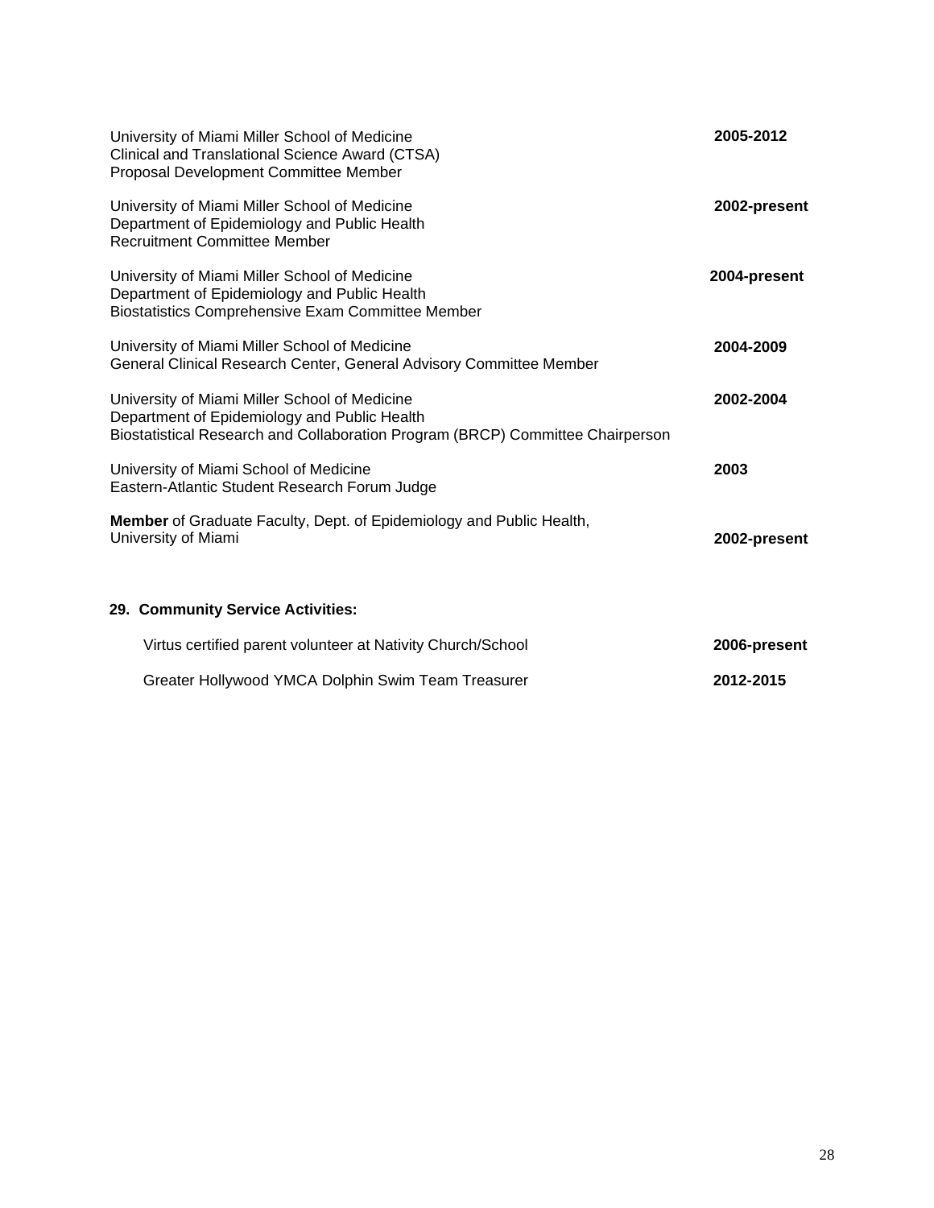University of Miami Miller School of Medicine
Clinical and Translational Science Award (CTSA)
Proposal Development Committee Member **2005-2012**

University of Miami Miller School of Medicine
Department of Epidemiology and Public Health
Recruitment Committee Member **2002-present**

University of Miami Miller School of Medicine
Department of Epidemiology and Public Health
Biostatistics Comprehensive Exam Committee Member **2004-present**

University of Miami Miller School of Medicine
General Clinical Research Center, General Advisory Committee Member **2004-2009**

University of Miami Miller School of Medicine
Department of Epidemiology and Public Health
Biostatistical Research and Collaboration Program (BRCP) Committee Chairperson **2002-2004**

University of Miami School of Medicine
Eastern-Atlantic Student Research Forum Judge **2003**

**Member** of Graduate Faculty, Dept. of Epidemiology and Public Health,
University of Miami **2002-present**

**29. Community Service Activities:**

Virtus certified parent volunteer at Nativity Church/School **2006-present**

Greater Hollywood YMCA Dolphin Swim Team Treasurer **2012-2015**